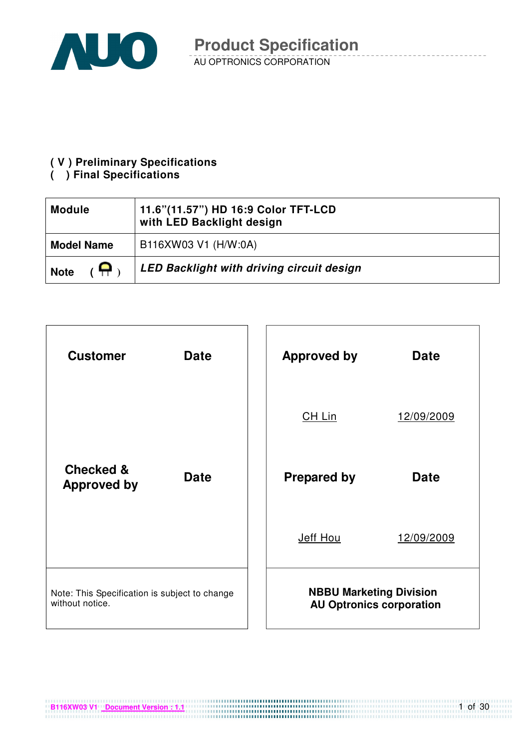# Product Specification

AU OPTRONICS CORPORATION

**( V ) Preliminary Specifications**
**(   ) Final Specifications**

| **Module** | **11.6"(11.57") HD 16:9 Color TFT-LCD with LED Backlight design** |
|---|---|
| **Model Name** | B116XW03 V1 (H/W:0A) |
| **Note** ( ) | ***LED Backlight with driving circuit design*** |

| **Customer** | **Date** |
|---|---|
| | |
| **Checked & Approved by** | **Date** |
| | |
| Note: This Specification is subject to change without notice. | |

| **Approved by** | **Date** |
|---|---|
| CH Lin | 12/09/2009 |
| **Prepared by** | **Date** |
| Jeff Hou | 12/09/2009 |
| **NBBU Marketing Division AU Optronics corporation** | |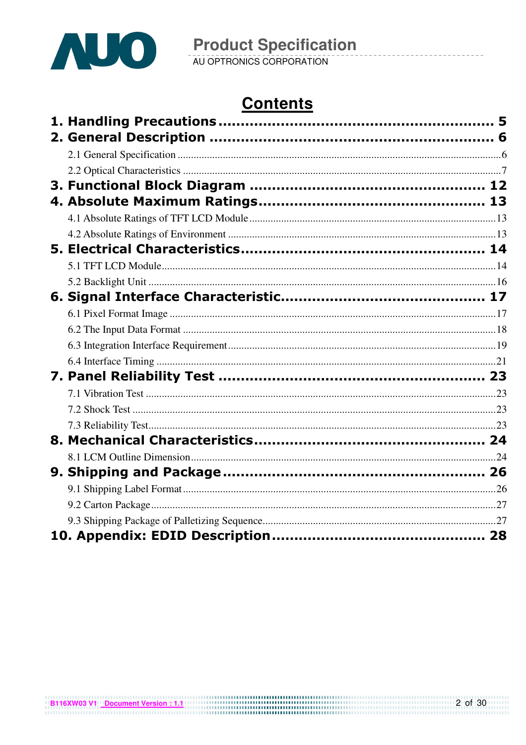# Contents

**1. Handling Precautions ............................................................ 5**

**2. General Description ............................................................ 6**

2.1 General Specification ............................................................ 6

2.2 Optical Characteristics ............................................................ 7

**3. Functional Block Diagram ............................................................ 12**

**4. Absolute Maximum Ratings ............................................................ 13**

4.1 Absolute Ratings of TFT LCD Module ............................................................ 13

4.2 Absolute Ratings of Environment ............................................................ 13

**5. Electrical Characteristics ............................................................ 14**

5.1 TFT LCD Module ............................................................ 14

5.2 Backlight Unit ............................................................ 16

**6. Signal Interface Characteristic ............................................................ 17**

6.1 Pixel Format Image ............................................................ 17

6.2 The Input Data Format ............................................................ 18

6.3 Integration Interface Requirement ............................................................ 19

6.4 Interface Timing ............................................................ 21

**7. Panel Reliability Test ............................................................ 23**

7.1 Vibration Test ............................................................ 23

7.2 Shock Test ............................................................ 23

7.3 Reliability Test ............................................................ 23

**8. Mechanical Characteristics ............................................................ 24**

8.1 LCM Outline Dimension ............................................................ 24

**9. Shipping and Package ............................................................ 26**

9.1 Shipping Label Format ............................................................ 26

9.2 Carton Package ............................................................ 27

9.3 Shipping Package of Palletizing Sequence ............................................................ 27

**10. Appendix: EDID Description ............................................................ 28**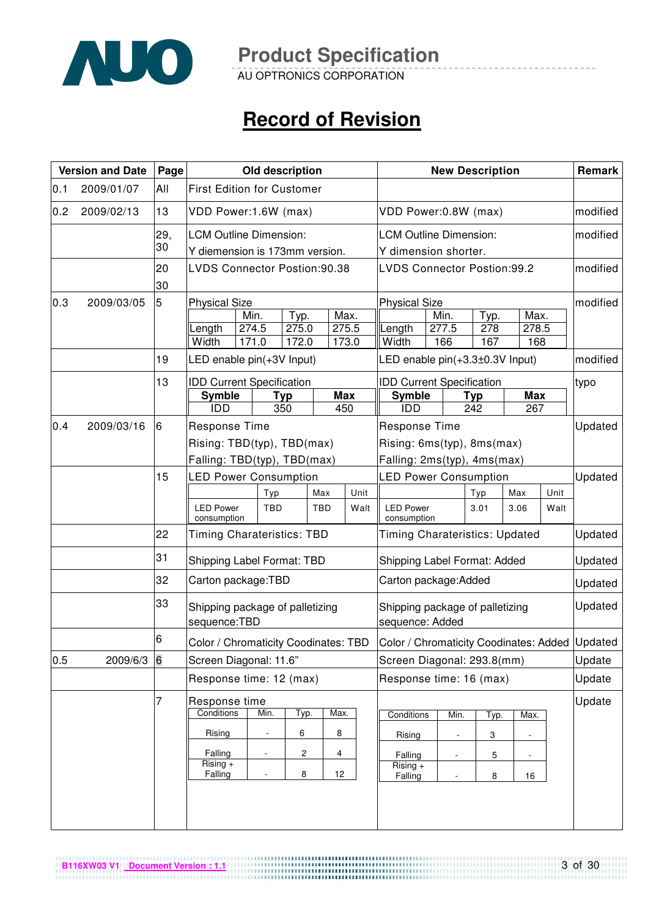# Record of Revision

| Version and Date | Page | Old description | New Description | Remark |
|---|---|---|---|---|
| 0.1 2009/01/07 | All | First Edition for Customer | | |
| 0.2 2009/02/13 | 13 | VDD Power:1.6W (max) | VDD Power:0.8W (max) | modified |
| | 29, 30 | LCM Outline Dimension: Y diemension is 173mm version. | LCM Outline Dimension: Y dimension shorter. | modified |
| | 20 30 | LVDS Connector Postion:90.38 | LVDS Connector Postion:99.2 | modified |
| 0.3 2009/03/05 | 5 | Physical Size<br>(Min. / Typ. / Max.)<br>Length: 274.5 / 275.0 / 275.5<br>Width: 171.0 / 172.0 / 173.0 | Physical Size<br>(Min. / Typ. / Max.)<br>Length: 277.5 / 278 / 278.5<br>Width: 166 / 167 / 168 | modified |
| | 19 | LED enable pin(+3V Input) | LED enable pin(+3.3±0.3V Input) | modified |
| | 13 | IDD Current Specification<br>(Symble / Typ / Max)<br>IDD: 350 / 450 | IDD Current Specification<br>(Symble / Typ / Max)<br>IDD: 242 / 267 | typo |
| 0.4 2009/03/16 | 6 | Response Time<br>Rising: TBD(typ), TBD(max)<br>Falling: TBD(typ), TBD(max) | Response Time<br>Rising: 6ms(typ), 8ms(max)<br>Falling: 2ms(typ), 4ms(max) | Updated |
| | 15 | LED Power Consumption<br>(Typ / Max / Unit)<br>LED Power consumption: TBD / TBD / Walt | LED Power Consumption<br>(Typ / Max / Unit)<br>LED Power consumption: 3.01 / 3.06 / Walt | Updated |
| | 22 | Timing Charateristics: TBD | Timing Charateristics: Updated | Updated |
| | 31 | Shipping Label Format: TBD | Shipping Label Format: Added | Updated |
| | 32 | Carton package:TBD | Carton package:Added | Updated |
| | 33 | Shipping package of palletizing sequence:TBD | Shipping package of palletizing sequence: Added | Updated |
| | 6 | Color / Chromaticity Coodinates: TBD | Color / Chromaticity Coodinates: Added | Updated |
| 0.5 2009/6/3 | 6 | Screen Diagonal: 11.6" | Screen Diagonal: 293.8(mm) | Update |
| | | Response time: 12 (max) | Response time: 16 (max) | Update |
| | 7 | Response time<br>(Conditions / Min. / Typ. / Max.)<br>Rising: - / 6 / 8<br>Falling: - / 2 / 4<br>Rising + Falling: - / 8 / 12 | (Conditions / Min. / Typ. / Max.)<br>Rising: - / 3 / -<br>Falling: - / 5 / -<br>Rising + Falling: - / 8 / 16 | Update |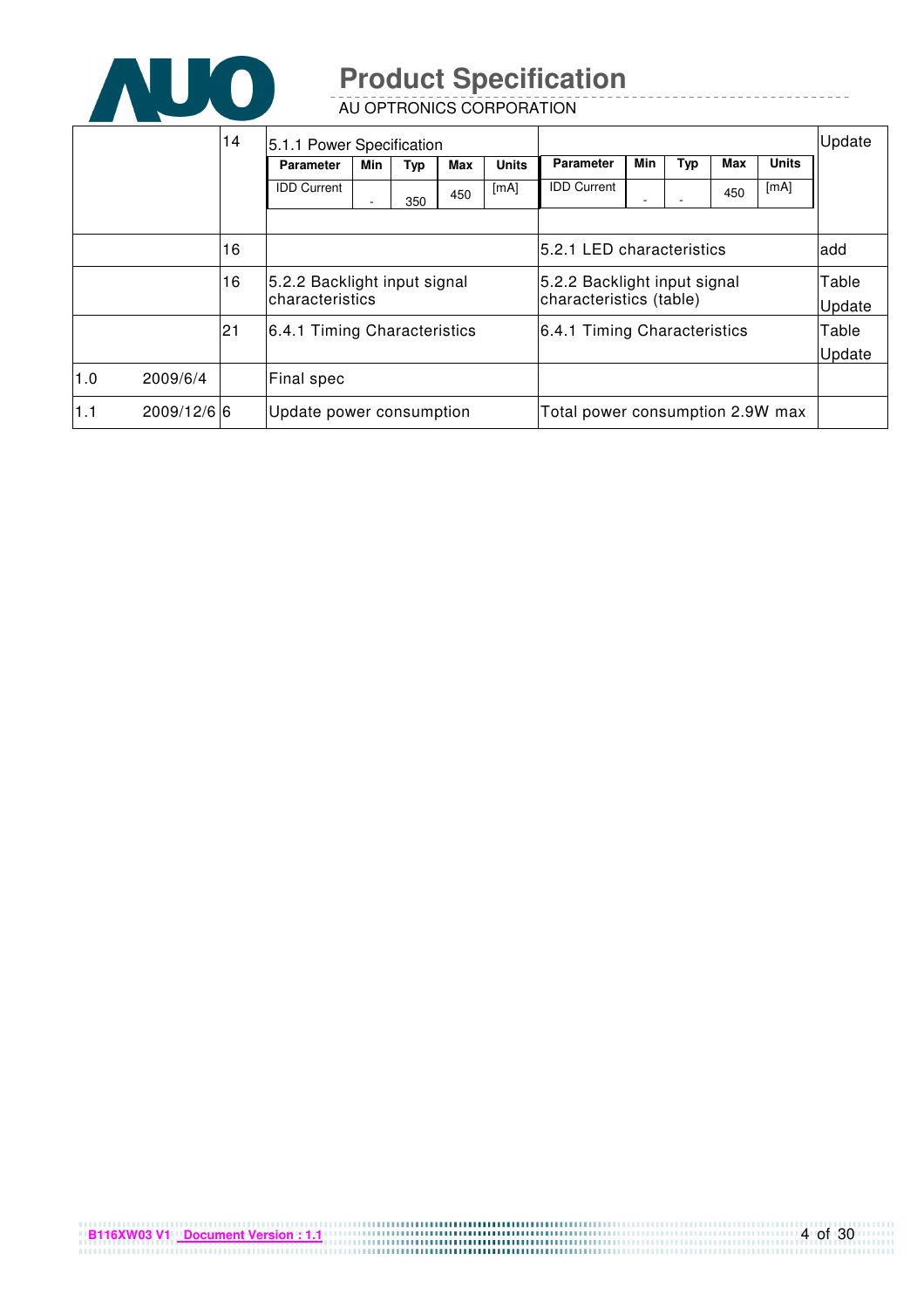| | | 14 | 5.1.1 Power Specification<br>Parameter: IDD Current; Min: -; Typ: 350; Max: 450; Units: [mA] | Parameter: IDD Current; Min: -; Typ: -; Max: 450; Units: [mA] | Update |
|---|---|---|---|---|---|
| | | 16 | | 5.2.1 LED characteristics | add |
| | | 16 | 5.2.2 Backlight input signal characteristics | 5.2.2 Backlight input signal characteristics (table) | Table Update |
| | | 21 | 6.4.1 Timing Characteristics | 6.4.1 Timing Characteristics | Table Update |
| 1.0 | 2009/6/4 | | Final spec | | |
| 1.1 | 2009/12/6 | 6 | Update power consumption | Total power consumption 2.9W max | |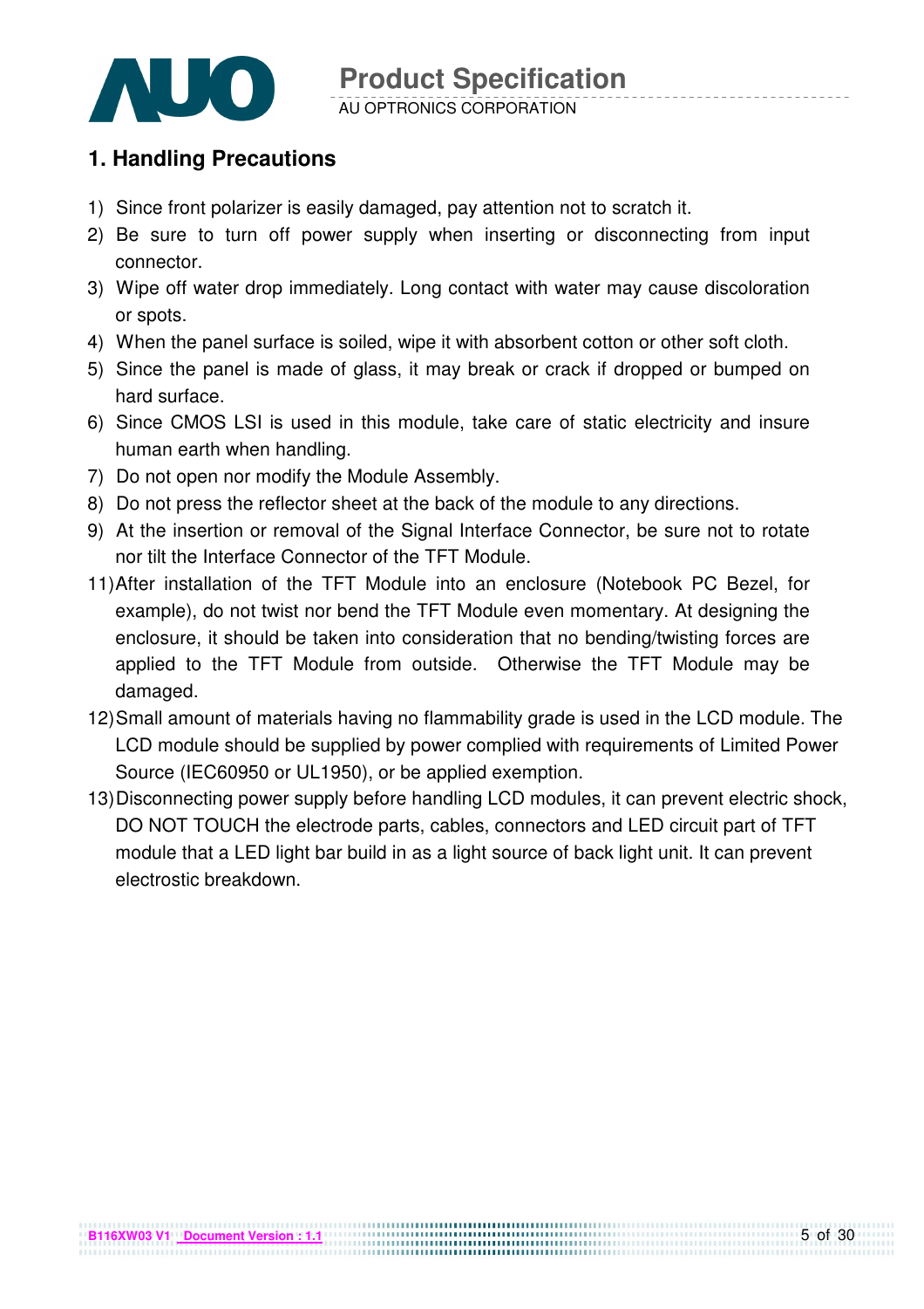## 1. Handling Precautions

1) Since front polarizer is easily damaged, pay attention not to scratch it.
2) Be sure to turn off power supply when inserting or disconnecting from input connector.
3) Wipe off water drop immediately. Long contact with water may cause discoloration or spots.
4) When the panel surface is soiled, wipe it with absorbent cotton or other soft cloth.
5) Since the panel is made of glass, it may break or crack if dropped or bumped on hard surface.
6) Since CMOS LSI is used in this module, take care of static electricity and insure human earth when handling.
7) Do not open nor modify the Module Assembly.
8) Do not press the reflector sheet at the back of the module to any directions.
9) At the insertion or removal of the Signal Interface Connector, be sure not to rotate nor tilt the Interface Connector of the TFT Module.

11) After installation of the TFT Module into an enclosure (Notebook PC Bezel, for example), do not twist nor bend the TFT Module even momentary. At designing the enclosure, it should be taken into consideration that no bending/twisting forces are applied to the TFT Module from outside. Otherwise the TFT Module may be damaged.
12) Small amount of materials having no flammability grade is used in the LCD module. The LCD module should be supplied by power complied with requirements of Limited Power Source (IEC60950 or UL1950), or be applied exemption.
13) Disconnecting power supply before handling LCD modules, it can prevent electric shock, DO NOT TOUCH the electrode parts, cables, connectors and LED circuit part of TFT module that a LED light bar build in as a light source of back light unit. It can prevent electrostic breakdown.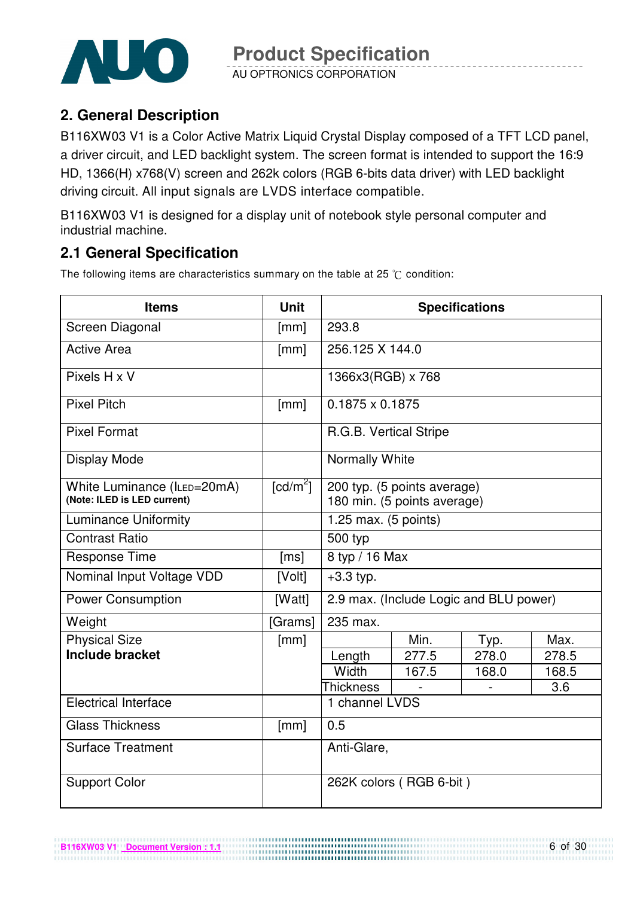## 2. General Description

B116XW03 V1 is a Color Active Matrix Liquid Crystal Display composed of a TFT LCD panel, a driver circuit, and LED backlight system. The screen format is intended to support the 16:9 HD, 1366(H) x768(V) screen and 262k colors (RGB 6-bits data driver) with LED backlight driving circuit. All input signals are LVDS interface compatible.

B116XW03 V1 is designed for a display unit of notebook style personal computer and industrial machine.

## 2.1 General Specification

The following items are characteristics summary on the table at 25 ℃ condition:

| Items | Unit | Specifications | | | |
|---|---|---|---|---|---|
| Screen Diagonal | [mm] | 293.8 | | | |
| Active Area | [mm] | 256.125 X 144.0 | | | |
| Pixels H x V | | 1366x3(RGB) x 768 | | | |
| Pixel Pitch | [mm] | 0.1875 x 0.1875 | | | |
| Pixel Format | | R.G.B. Vertical Stripe | | | |
| Display Mode | | Normally White | | | |
| White Luminance ($I_{LED}$=20mA) **(Note: ILED is LED current)** | [cd/m$^2$] | 200 typ. (5 points average)<br>180 min. (5 points average) | | | |
| Luminance Uniformity | | 1.25 max. (5 points) | | | |
| Contrast Ratio | | 500 typ | | | |
| Response Time | [ms] | 8 typ / 16 Max | | | |
| Nominal Input Voltage VDD | [Volt] | +3.3 typ. | | | |
| Power Consumption | [Watt] | 2.9 max. (Include Logic and BLU power) | | | |
| Weight | [Grams] | 235 max. | | | |
| Physical Size **Include bracket** | [mm] | | Min. | Typ. | Max. |
| | | Length | 277.5 | 278.0 | 278.5 |
| | | Width | 167.5 | 168.0 | 168.5 |
| | | Thickness | - | - | 3.6 |
| Electrical Interface | | 1 channel LVDS | | | |
| Glass Thickness | [mm] | 0.5 | | | |
| Surface Treatment | | Anti-Glare, | | | |
| Support Color | | 262K colors ( RGB 6-bit ) | | | |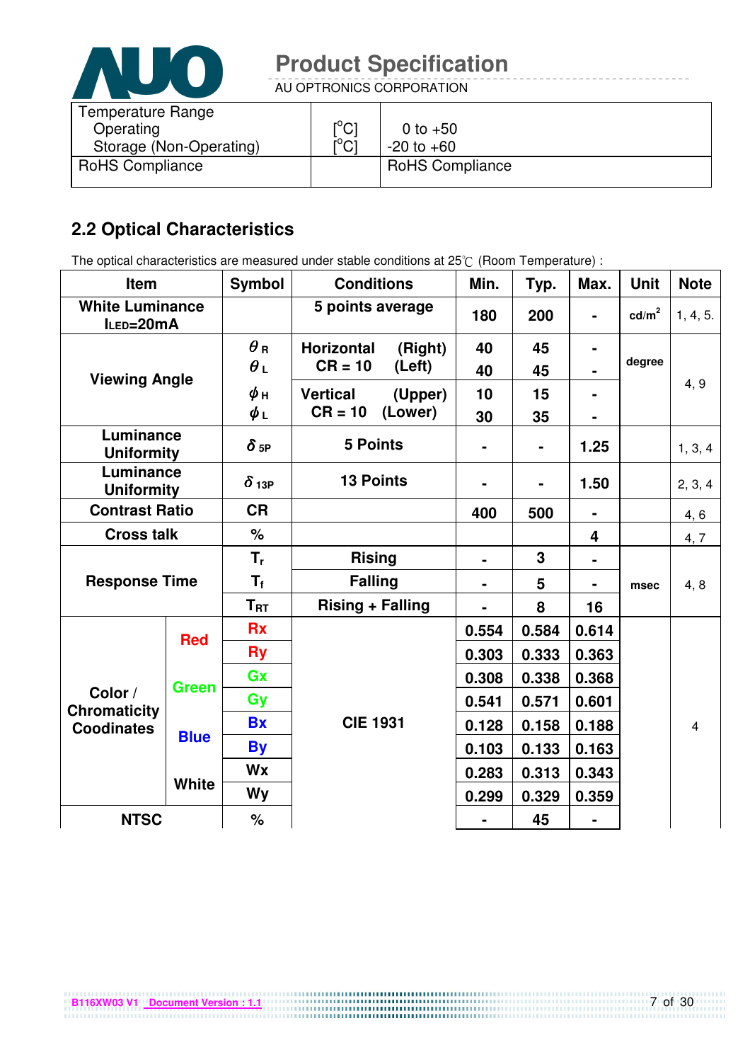| Temperature Range | | |
|---|---|---|
| Operating | [°C] | 0 to +50 |
| Storage (Non-Operating) | [°C] | -20 to +60 |
| RoHS Compliance | | RoHS Compliance |

## 2.2 Optical Characteristics

The optical characteristics are measured under stable conditions at 25℃ (Room Temperature) :

| Item | | Symbol | Conditions | Min. | Typ. | Max. | Unit | Note |
|---|---|---|---|---|---|---|---|---|
| White Luminance $I_{LED}$=20mA | | | 5 points average | 180 | 200 | - | cd/m² | 1, 4, 5. |
| Viewing Angle | | $\theta_R$ | Horizontal (Right) CR = 10 | 40 | 45 | - | degree | 4, 9 |
| | | $\theta_L$ | (Left) | 40 | 45 | - | | |
| | | $\phi_H$ | Vertical (Upper) CR = 10 | 10 | 15 | - | | |
| | | $\phi_L$ | (Lower) | 30 | 35 | - | | |
| Luminance Uniformity | | $\delta_{5P}$ | 5 Points | - | - | 1.25 | | 1, 3, 4 |
| Luminance Uniformity | | $\delta_{13P}$ | 13 Points | - | - | 1.50 | | 2, 3, 4 |
| Contrast Ratio | | CR | | 400 | 500 | - | | 4, 6 |
| Cross talk | | % | | | | 4 | | 4, 7 |
| Response Time | | $T_r$ | Rising | - | 3 | - | msec | 4, 8 |
| | | $T_f$ | Falling | - | 5 | - | | |
| | | $T_{RT}$ | Rising + Falling | - | 8 | 16 | | |
| Color / Chromaticity Coodinates | Red | Rx | CIE 1931 | 0.554 | 0.584 | 0.614 | | 4 |
| | | Ry | | 0.303 | 0.333 | 0.363 | | |
| | Green | Gx | | 0.308 | 0.338 | 0.368 | | |
| | | Gy | | 0.541 | 0.571 | 0.601 | | |
| | Blue | Bx | | 0.128 | 0.158 | 0.188 | | |
| | | By | | 0.103 | 0.133 | 0.163 | | |
| | White | Wx | | 0.283 | 0.313 | 0.343 | | |
| | | Wy | | 0.299 | 0.329 | 0.359 | | |
| NTSC | | % | | - | 45 | - | | |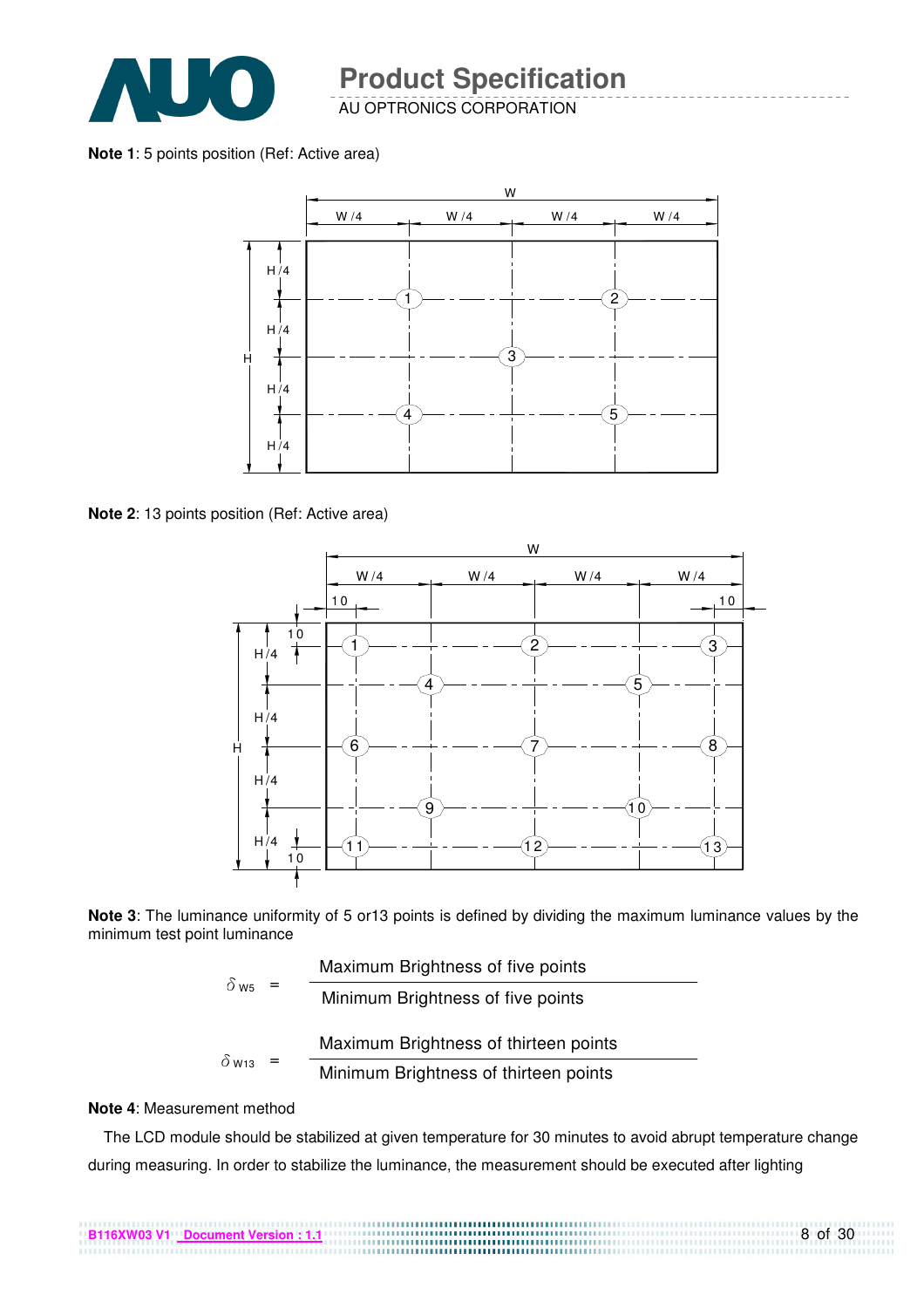**Note 1**: 5 points position (Ref: Active area)

**Note 2**: 13 points position (Ref: Active area)

**Note 3**: The luminance uniformity of 5 or13 points is defined by dividing the maximum luminance values by the minimum test point luminance

$$\delta_{W5} = \frac{\text{Maximum Brightness of five points}}{\text{Minimum Brightness of five points}}$$

$$\delta_{W13} = \frac{\text{Maximum Brightness of thirteen points}}{\text{Minimum Brightness of thirteen points}}$$

**Note 4**: Measurement method

The LCD module should be stabilized at given temperature for 30 minutes to avoid abrupt temperature change during measuring. In order to stabilize the luminance, the measurement should be executed after lighting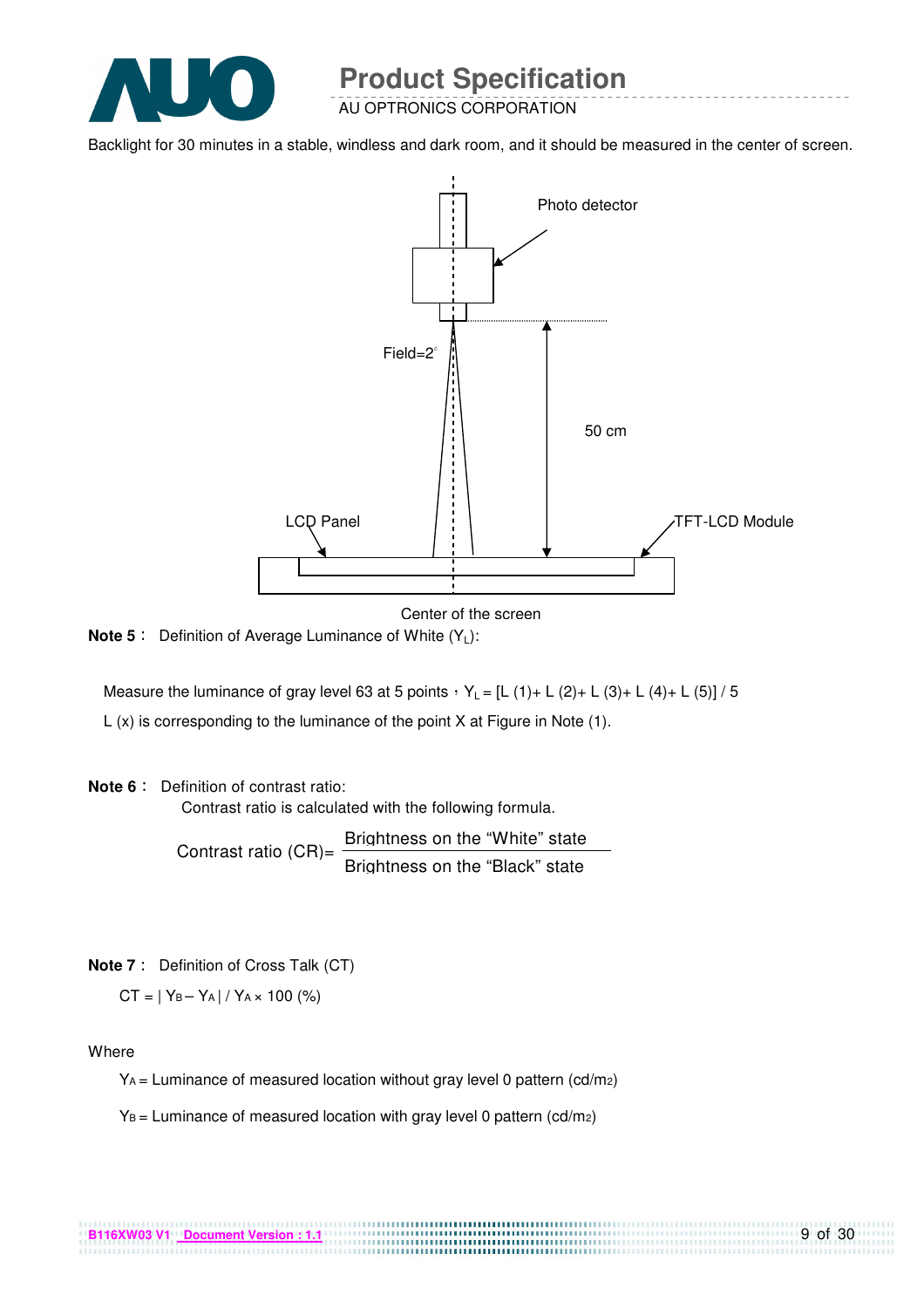Backlight for 30 minutes in a stable, windless and dark room, and it should be measured in the center of screen.

Photo detector

Field=2°

50 cm

LCD Panel

TFT-LCD Module

Center of the screen

**Note 5**： Definition of Average Luminance of White ($Y_L$):

Measure the luminance of gray level 63 at 5 points，$Y_L$ = [L (1)+ L (2)+ L (3)+ L (4)+ L (5)] / 5

L (x) is corresponding to the luminance of the point X at Figure in Note (1).

**Note 6**： Definition of contrast ratio:

Contrast ratio is calculated with the following formula.

$$\text{Contrast ratio (CR)} = \frac{\text{Brightness on the "White" state}}{\text{Brightness on the "Black" state}}$$

**Note 7**： Definition of Cross Talk (CT)

$$CT = | Y_B - Y_A | / Y_A \times 100\ (\%)$$

Where

$Y_A$ = Luminance of measured location without gray level 0 pattern (cd/m2)

$Y_B$ = Luminance of measured location with gray level 0 pattern (cd/m2)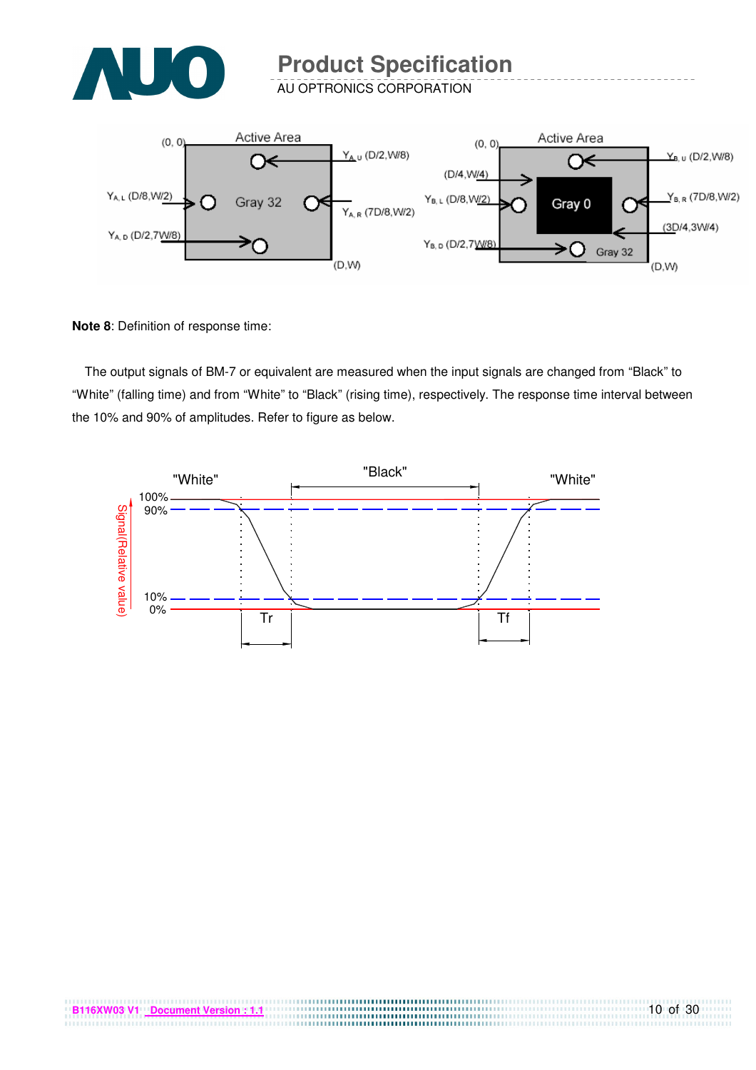**Note 8**: Definition of response time:

The output signals of BM-7 or equivalent are measured when the input signals are changed from "Black" to "White" (falling time) and from "White" to "Black" (rising time), respectively. The response time interval between the 10% and 90% of amplitudes. Refer to figure as below.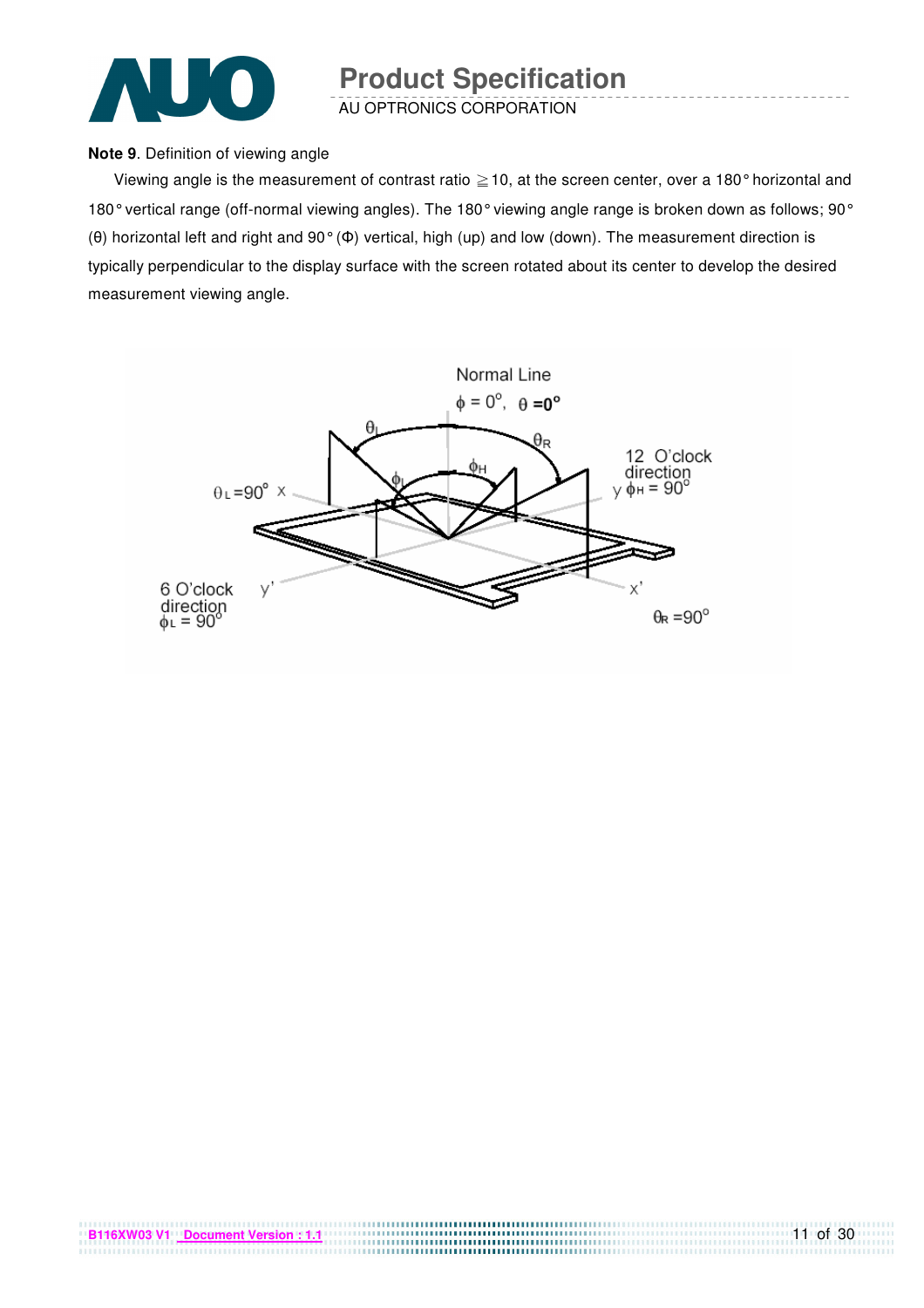**Note 9**. Definition of viewing angle

Viewing angle is the measurement of contrast ratio ≧10, at the screen center, over a 180° horizontal and 180° vertical range (off-normal viewing angles). The 180° viewing angle range is broken down as follows; 90° (θ) horizontal left and right and 90° (Φ) vertical, high (up) and low (down). The measurement direction is typically perpendicular to the display surface with the screen rotated about its center to develop the desired measurement viewing angle.

Normal Line
$\phi = 0^{o}$, $\theta = 0^{o}$

$\theta_L$ $\theta_R$ $\phi_H$ $\phi_L$

$\theta_L = 90^{o}$ x

12 O'clock direction y $\phi_H = 90^{o}$

6 O'clock direction $\phi_L = 90^{o}$ y'

x' $\theta_R = 90^{o}$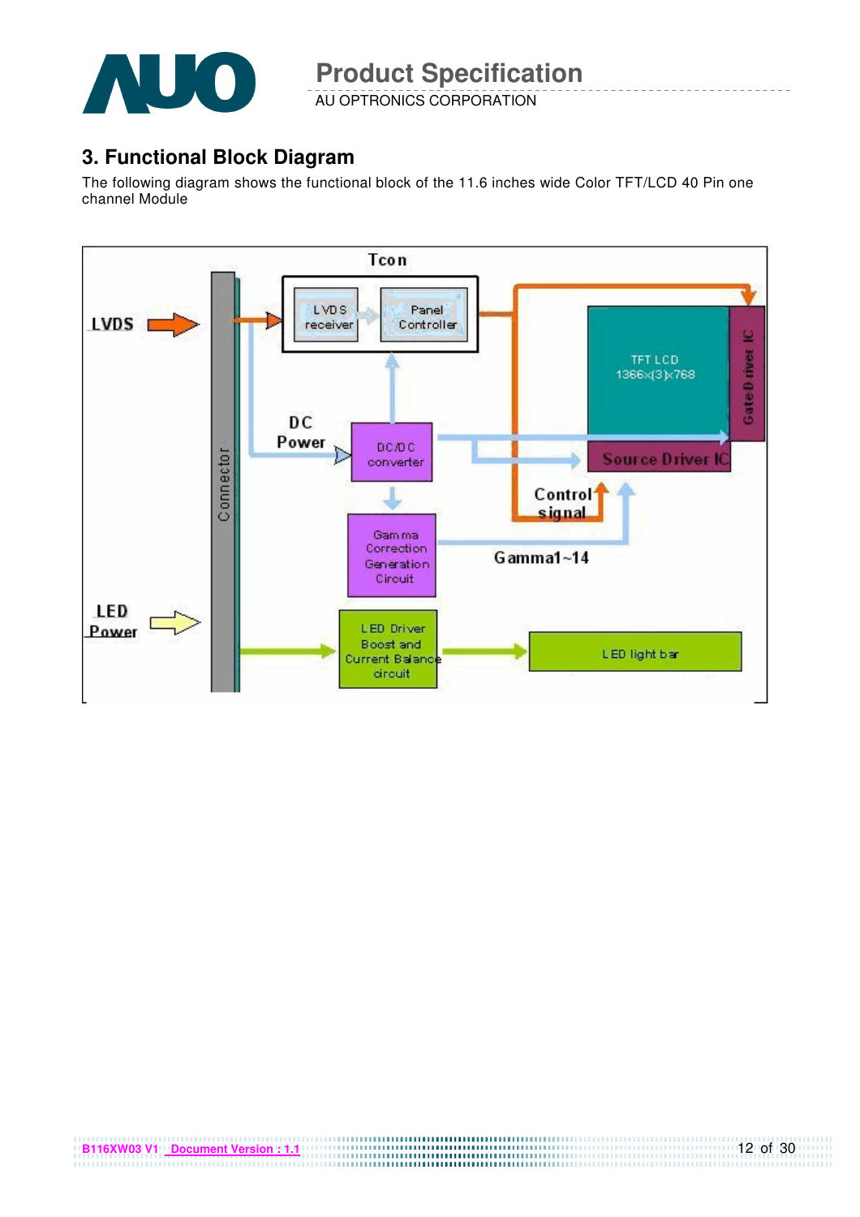## 3. Functional Block Diagram

The following diagram shows the functional block of the 11.6 inches wide Color TFT/LCD 40 Pin one channel Module

Tcon

LVDS

LVDS receiver

Panel Controller

TFT LCD 1366x(3)x768

Gate Driver IC

DC Power

DC/DC converter

Source Driver IC

Connector

Control signal

Gamma Correction Generation Circuit

Gamma1~14

LED Power

LED Driver Boost and Current Balance circuit

LED light bar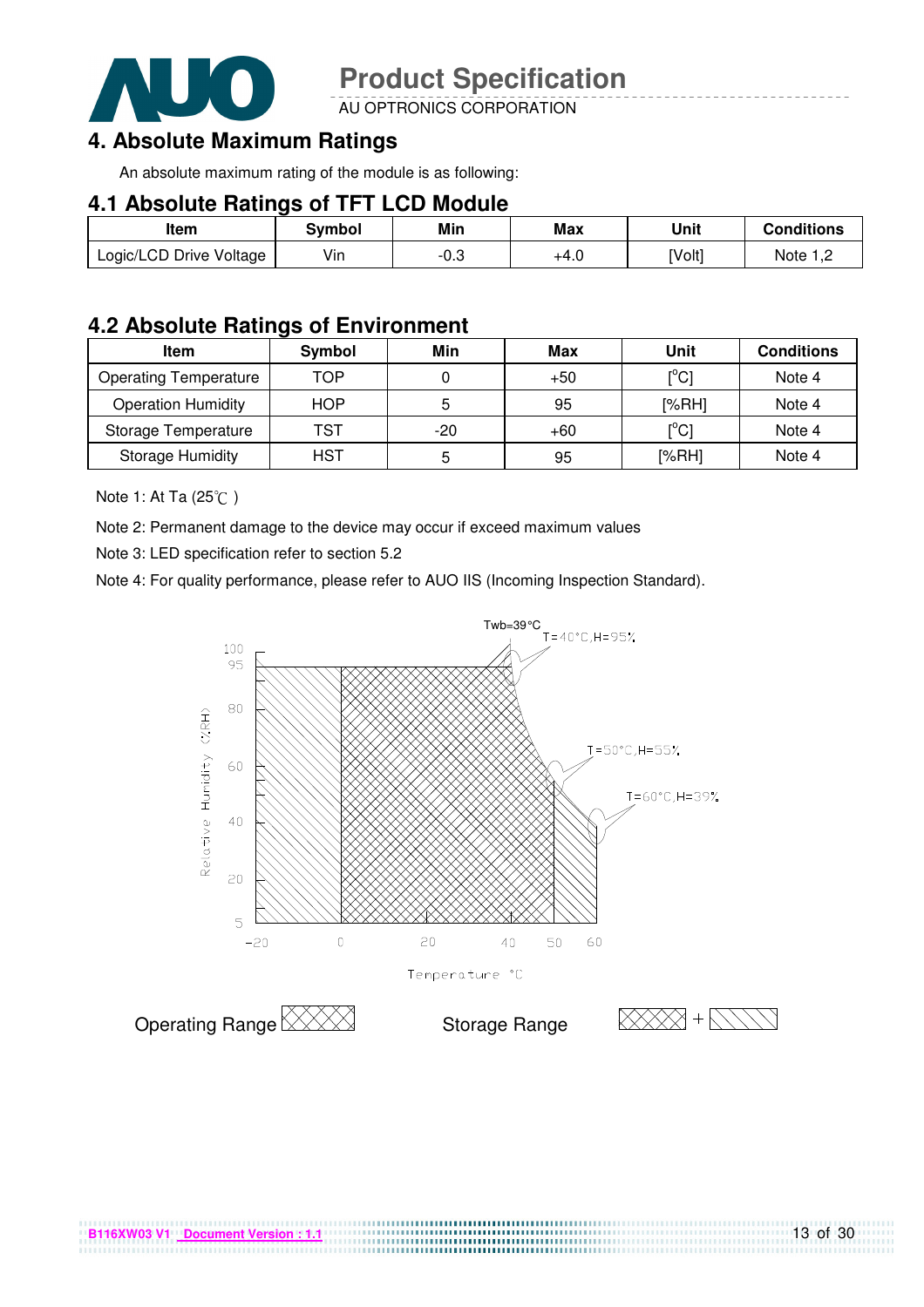## 4. Absolute Maximum Ratings

An absolute maximum rating of the module is as following:

### 4.1 Absolute Ratings of TFT LCD Module

| Item | Symbol | Min | Max | Unit | Conditions |
|---|---|---|---|---|---|
| Logic/LCD Drive Voltage | Vin | -0.3 | +4.0 | [Volt] | Note 1,2 |

### 4.2 Absolute Ratings of Environment

| Item | Symbol | Min | Max | Unit | Conditions |
|---|---|---|---|---|---|
| Operating Temperature | TOP | 0 | +50 | [°C] | Note 4 |
| Operation Humidity | HOP | 5 | 95 | [%RH] | Note 4 |
| Storage Temperature | TST | -20 | +60 | [°C] | Note 4 |
| Storage Humidity | HST | 5 | 95 | [%RH] | Note 4 |

Note 1: At Ta (25℃ )

Note 2: Permanent damage to the device may occur if exceed maximum values

Note 3: LED specification refer to section 5.2

Note 4: For quality performance, please refer to AUO IIS (Incoming Inspection Standard).

Twb=39°C

T=40°C,H=95%

T=50°C,H=55%

T=60°C,H=39%

Relative Humidity (%RH)

Temperature °C

Operating Range

Storage Range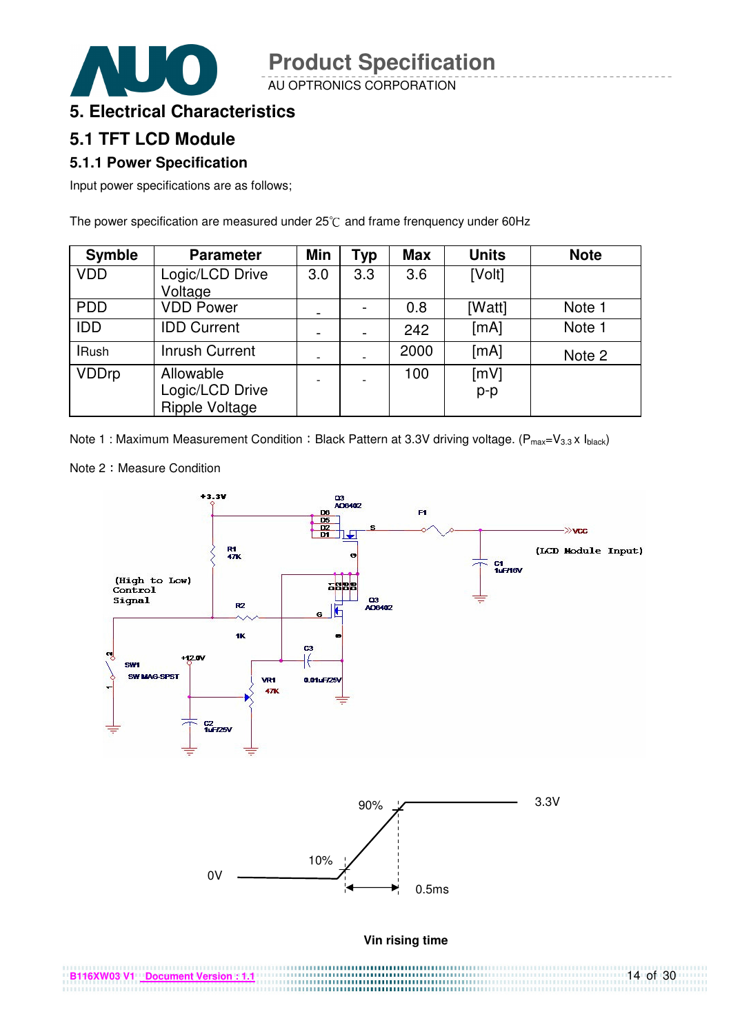# 5. Electrical Characteristics

## 5.1 TFT LCD Module

### 5.1.1 Power Specification

Input power specifications are as follows;

The power specification are measured under 25℃ and frame frenquency under 60Hz

| Symble | Parameter | Min | Typ | Max | Units | Note |
|---|---|---|---|---|---|---|
| VDD | Logic/LCD Drive Voltage | 3.0 | 3.3 | 3.6 | [Volt] | |
| PDD | VDD Power | - | - | 0.8 | [Watt] | Note 1 |
| IDD | IDD Current | - | - | 242 | [mA] | Note 1 |
| IRush | Inrush Current | - | - | 2000 | [mA] | Note 2 |
| VDDrp | Allowable Logic/LCD Drive Ripple Voltage | - | - | 100 | [mV] p-p | |

Note 1 : Maximum Measurement Condition：Black Pattern at 3.3V driving voltage. ($P_{max}=V_{3.3} \times I_{black}$)

Note 2：Measure Condition

+3.3V, Q3 AO6402, D6, D5, D2, D1, S, F1, VCC (LCD Module Input), R1 47K, G, C1 1uF/16V, (High to Low) Control Signal, R2 1K, Q3 AO6402, G, C3, SW1 SW MAG-SPST, +12.0V, VR1 47K, 0.01uF/25V, C2 1uF/25V

90% 3.3V

10%

0V 0.5ms

**Vin rising time**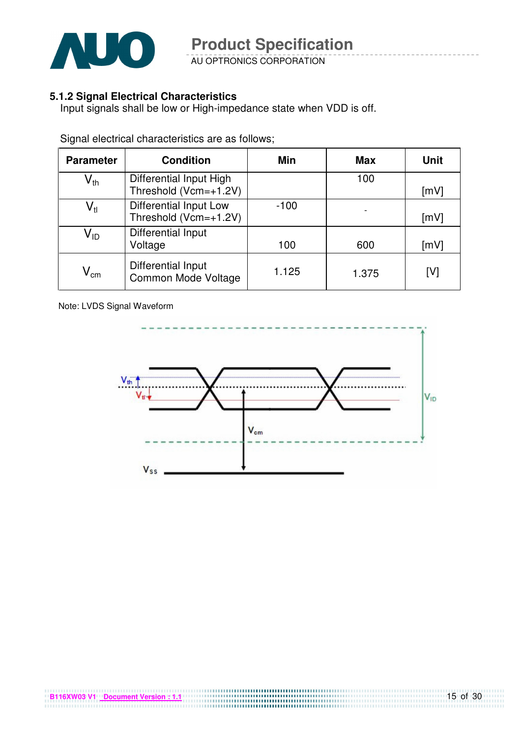### 5.1.2 Signal Electrical Characteristics

Input signals shall be low or High-impedance state when VDD is off.

Signal electrical characteristics are as follows;

| Parameter | Condition | Min | Max | Unit |
|---|---|---|---|---|
| $V_{th}$ | Differential Input High Threshold (Vcm=+1.2V) | | 100 | [mV] |
| $V_{tl}$ | Differential Input Low Threshold (Vcm=+1.2V) | -100 | - | [mV] |
| $V_{ID}$ | Differential Input Voltage | 100 | 600 | [mV] |
| $V_{cm}$ | Differential Input Common Mode Voltage | 1.125 | 1.375 | [V] |

Note: LVDS Signal Waveform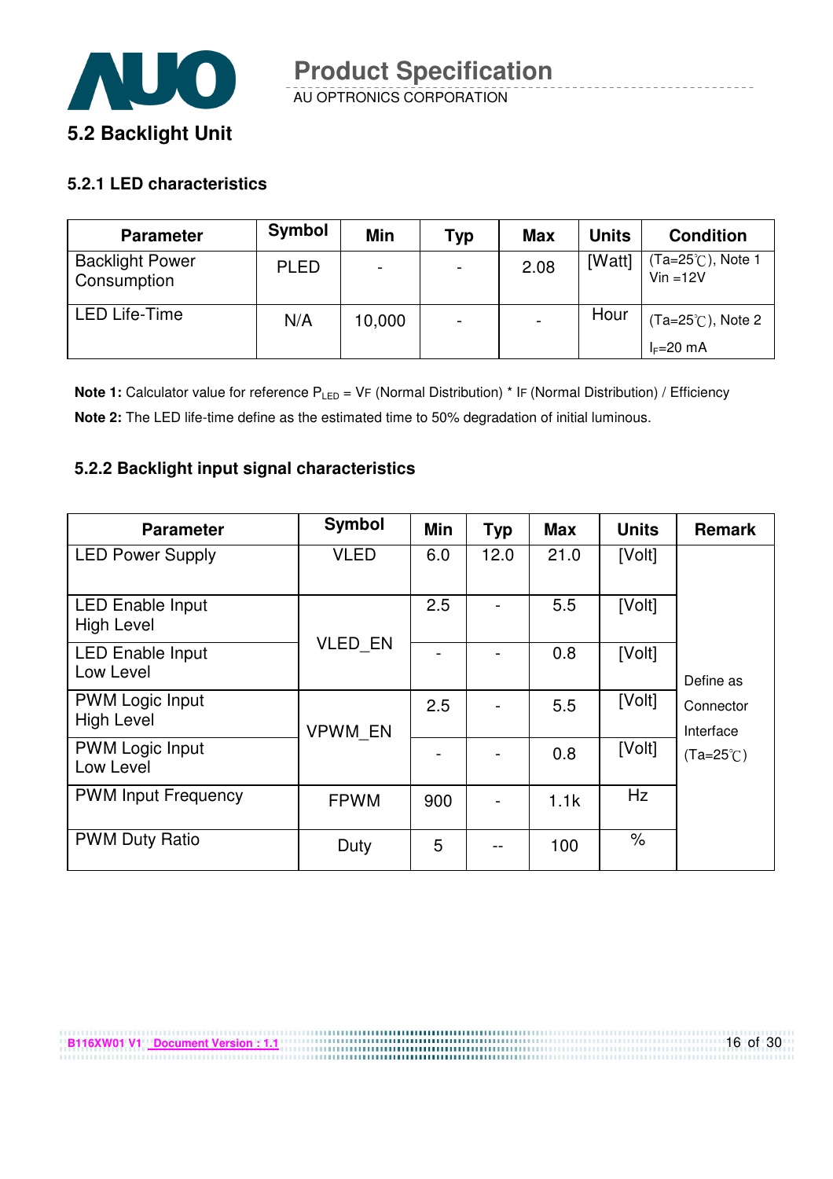## 5.2 Backlight Unit

### 5.2.1 LED characteristics

| Parameter | Symbol | Min | Typ | Max | Units | Condition |
|---|---|---|---|---|---|---|
| Backlight Power Consumption | PLED | - | - | 2.08 | [Watt] | (Ta=25℃), Note 1 Vin =12V |
| LED Life-Time | N/A | 10,000 | - | - | Hour | (Ta=25℃), Note 2 $I_F$=20 mA |

**Note 1:** Calculator value for reference $P_{LED}$ = VF (Normal Distribution) * IF (Normal Distribution) / Efficiency

**Note 2:** The LED life-time define as the estimated time to 50% degradation of initial luminous.

### 5.2.2 Backlight input signal characteristics

| Parameter | Symbol | Min | Typ | Max | Units | Remark |
|---|---|---|---|---|---|---|
| LED Power Supply | VLED | 6.0 | 12.0 | 21.0 | [Volt] | Define as Connector Interface (Ta=25℃) |
| LED Enable Input High Level | VLED_EN | 2.5 | - | 5.5 | [Volt] | |
| LED Enable Input Low Level | | - | - | 0.8 | [Volt] | |
| PWM Logic Input High Level | VPWM_EN | 2.5 | - | 5.5 | [Volt] | |
| PWM Logic Input Low Level | | - | - | 0.8 | [Volt] | |
| PWM Input Frequency | FPWM | 900 | - | 1.1k | Hz | |
| PWM Duty Ratio | Duty | 5 | -- | 100 | % | |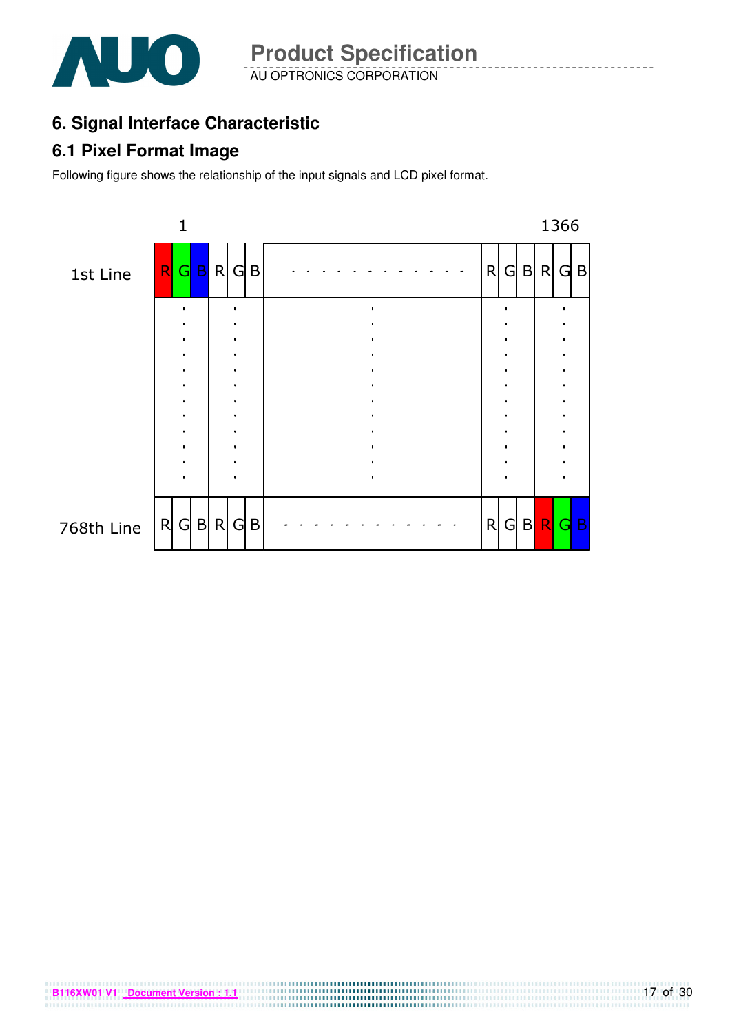## 6. Signal Interface Characteristic

### 6.1 Pixel Format Image

Following figure shows the relationship of the input signals and LCD pixel format.

| | 1 | | | | | | | | | | | | 1366 | |
|---|---|---|---|---|---|---|---|---|---|---|---|---|---|---|
| 1st Line | R | G | B | R | G | B | . . . . . . . . . . . . | R | G | B | R | G | B |
| | . | | | . | | | . | . | | | . | | |
| 768th Line | R | G | B | R | G | B | . . . . . . . . . . . . | R | G | B | R | G | B |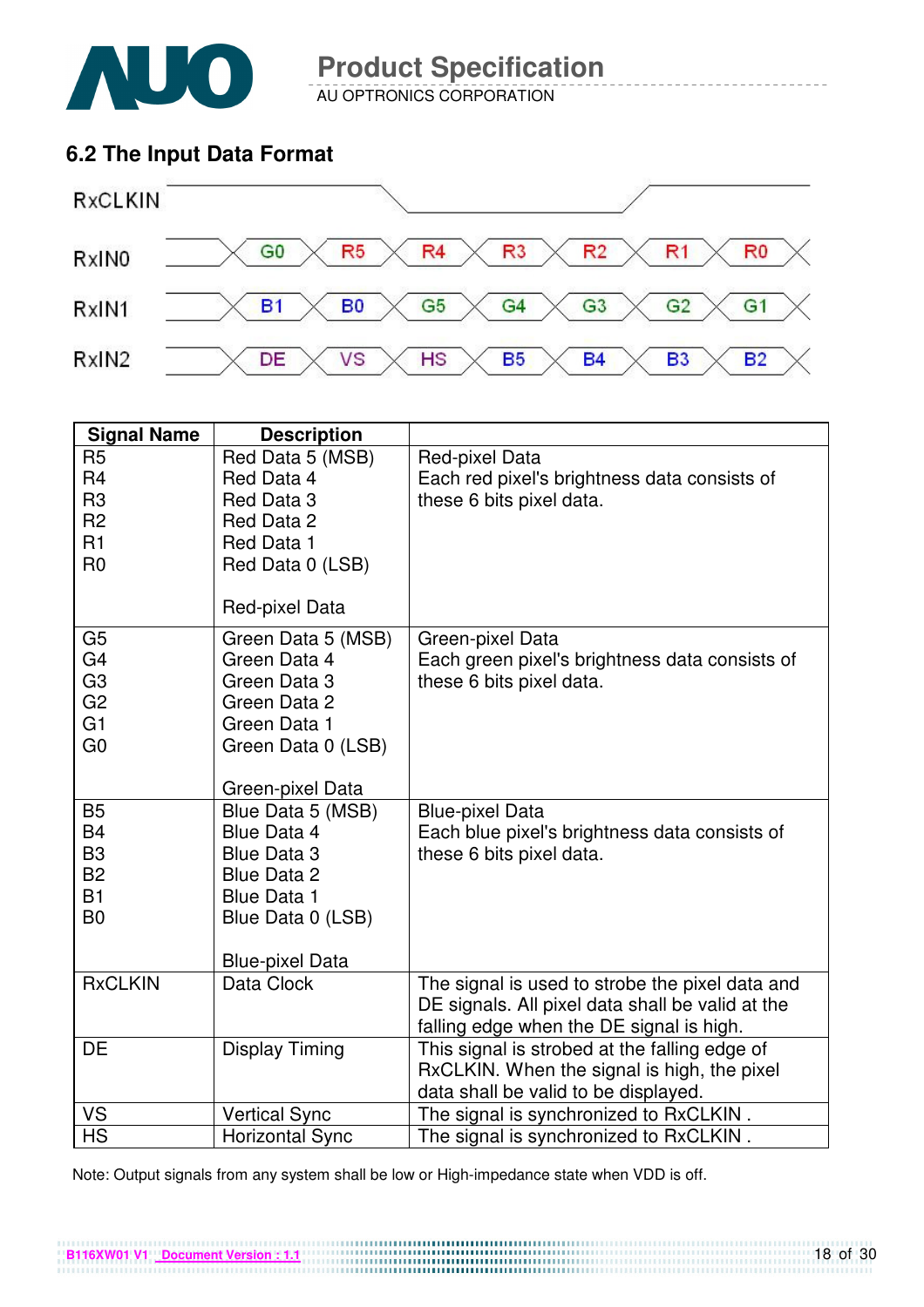## 6.2 The Input Data Format

| | | | | | | | |
|---|---|---|---|---|---|---|---|
| RxCLKIN | | | | | | | |
| RxIN0 | G0 | R5 | R4 | R3 | R2 | R1 | R0 |
| RxIN1 | B1 | B0 | G5 | G4 | G3 | G2 | G1 |
| RxIN2 | DE | VS | HS | B5 | B4 | B3 | B2 |

| Signal Name | Description | |
|---|---|---|
| R5<br>R4<br>R3<br>R2<br>R1<br>R0 | Red Data 5 (MSB)<br>Red Data 4<br>Red Data 3<br>Red Data 2<br>Red Data 1<br>Red Data 0 (LSB)<br><br>Red-pixel Data | Red-pixel Data<br>Each red pixel's brightness data consists of these 6 bits pixel data. |
| G5<br>G4<br>G3<br>G2<br>G1<br>G0 | Green Data 5 (MSB)<br>Green Data 4<br>Green Data 3<br>Green Data 2<br>Green Data 1<br>Green Data 0 (LSB)<br><br>Green-pixel Data | Green-pixel Data<br>Each green pixel's brightness data consists of these 6 bits pixel data. |
| B5<br>B4<br>B3<br>B2<br>B1<br>B0 | Blue Data 5 (MSB)<br>Blue Data 4<br>Blue Data 3<br>Blue Data 2<br>Blue Data 1<br>Blue Data 0 (LSB)<br><br>Blue-pixel Data | Blue-pixel Data<br>Each blue pixel's brightness data consists of these 6 bits pixel data. |
| RxCLKIN | Data Clock | The signal is used to strobe the pixel data and DE signals. All pixel data shall be valid at the falling edge when the DE signal is high. |
| DE | Display Timing | This signal is strobed at the falling edge of RxCLKIN. When the signal is high, the pixel data shall be valid to be displayed. |
| VS | Vertical Sync | The signal is synchronized to RxCLKIN . |
| HS | Horizontal Sync | The signal is synchronized to RxCLKIN . |

Note: Output signals from any system shall be low or High-impedance state when VDD is off.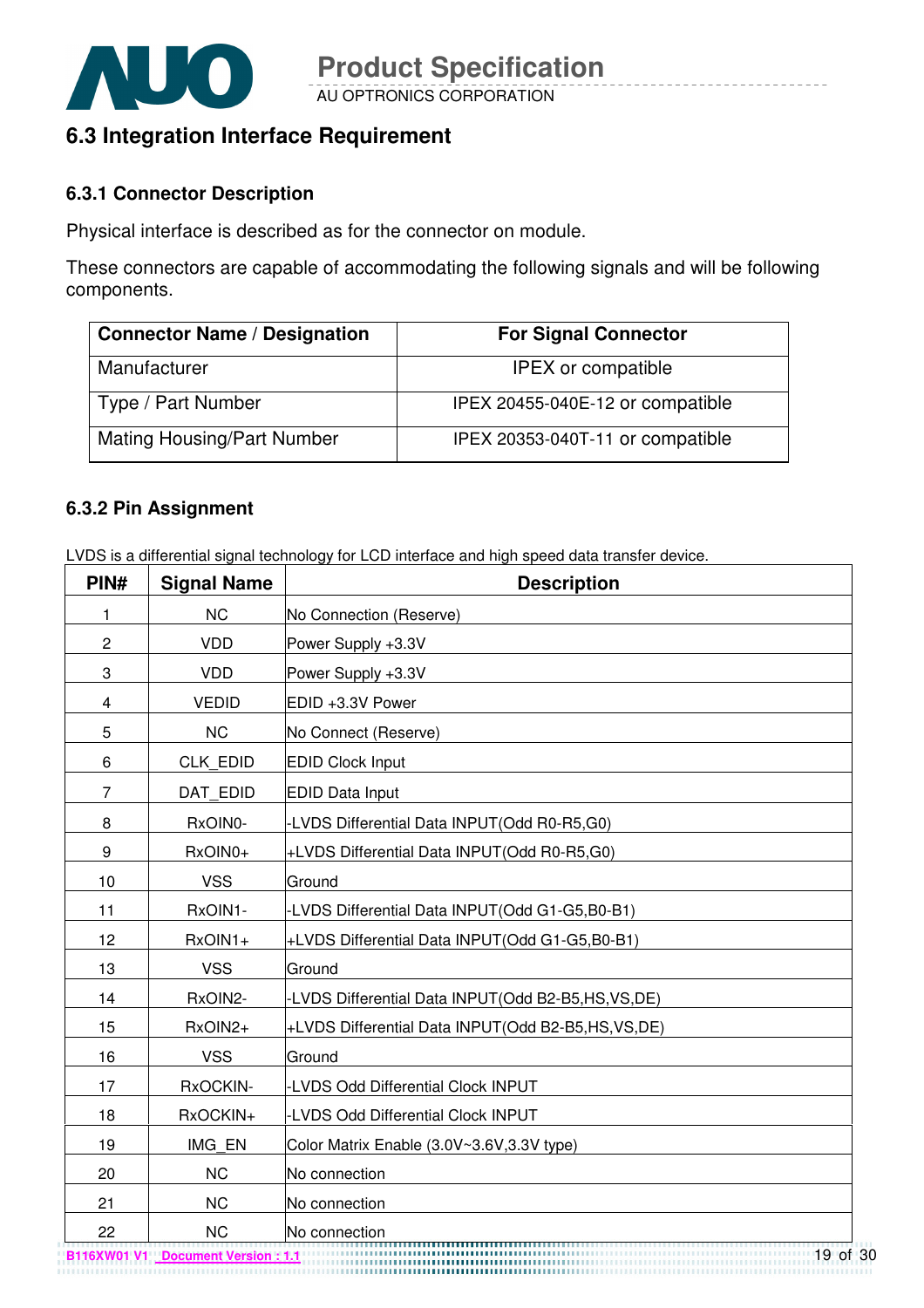## 6.3 Integration Interface Requirement

### 6.3.1 Connector Description

Physical interface is described as for the connector on module.

These connectors are capable of accommodating the following signals and will be following components.

| Connector Name / Designation | For Signal Connector |
|---|---|
| Manufacturer | IPEX or compatible |
| Type / Part Number | IPEX 20455-040E-12 or compatible |
| Mating Housing/Part Number | IPEX 20353-040T-11 or compatible |

### 6.3.2 Pin Assignment

LVDS is a differential signal technology for LCD interface and high speed data transfer device.

| PIN# | Signal Name | Description |
|---|---|---|
| 1 | NC | No Connection (Reserve) |
| 2 | VDD | Power Supply +3.3V |
| 3 | VDD | Power Supply +3.3V |
| 4 | VEDID | EDID +3.3V Power |
| 5 | NC | No Connect (Reserve) |
| 6 | CLK_EDID | EDID Clock Input |
| 7 | DAT_EDID | EDID Data Input |
| 8 | RxOIN0- | -LVDS Differential Data INPUT(Odd R0-R5,G0) |
| 9 | RxOIN0+ | +LVDS Differential Data INPUT(Odd R0-R5,G0) |
| 10 | VSS | Ground |
| 11 | RxOIN1- | -LVDS Differential Data INPUT(Odd G1-G5,B0-B1) |
| 12 | RxOIN1+ | +LVDS Differential Data INPUT(Odd G1-G5,B0-B1) |
| 13 | VSS | Ground |
| 14 | RxOIN2- | -LVDS Differential Data INPUT(Odd B2-B5,HS,VS,DE) |
| 15 | RxOIN2+ | +LVDS Differential Data INPUT(Odd B2-B5,HS,VS,DE) |
| 16 | VSS | Ground |
| 17 | RxOCKIN- | -LVDS Odd Differential Clock INPUT |
| 18 | RxOCKIN+ | -LVDS Odd Differential Clock INPUT |
| 19 | IMG_EN | Color Matrix Enable (3.0V~3.6V,3.3V type) |
| 20 | NC | No connection |
| 21 | NC | No connection |
| 22 | NC | No connection |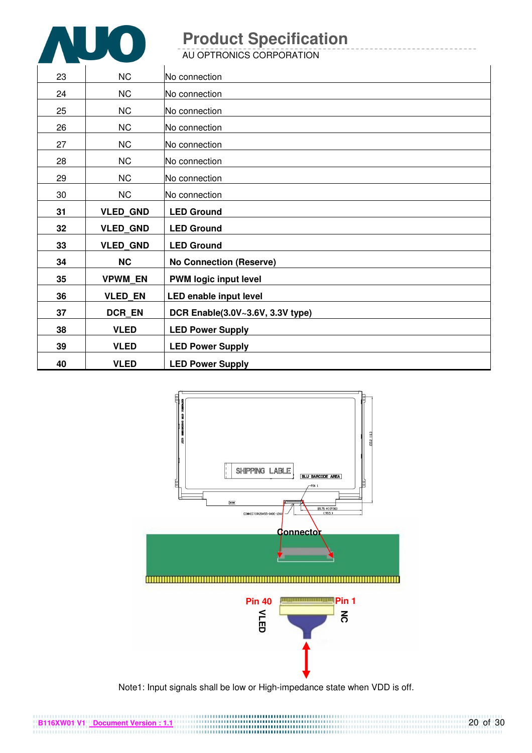| 23 | NC | No connection |
|---|---|---|
| 24 | NC | No connection |
| 25 | NC | No connection |
| 26 | NC | No connection |
| 27 | NC | No connection |
| 28 | NC | No connection |
| 29 | NC | No connection |
| 30 | NC | No connection |
| **31** | **VLED_GND** | **LED Ground** |
| **32** | **VLED_GND** | **LED Ground** |
| **33** | **VLED_GND** | **LED Ground** |
| **34** | **NC** | **No Connection (Reserve)** |
| **35** | **VPWM_EN** | **PWM logic input level** |
| **36** | **VLED_EN** | **LED enable input level** |
| **37** | **DCR_EN** | **DCR Enable(3.0V~3.6V, 3.3V type)** |
| **38** | **VLED** | **LED Power Supply** |
| **39** | **VLED** | **LED Power Supply** |
| **40** | **VLED** | **LED Power Supply** |

Connector

Pin 40 VLED

Pin 1 NC

Note1: Input signals shall be low or High-impedance state when VDD is off.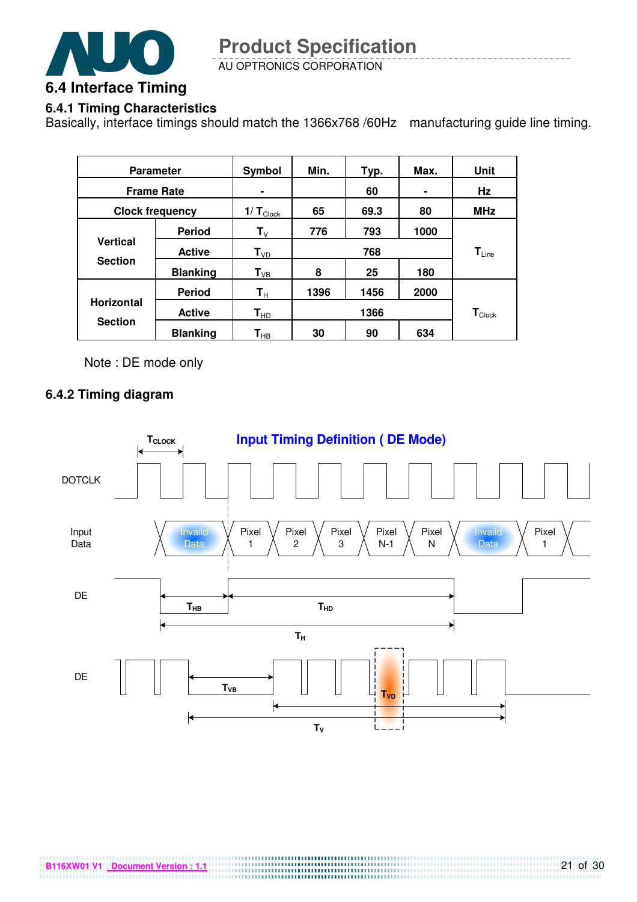## 6.4 Interface Timing

### 6.4.1 Timing Characteristics

Basically, interface timings should match the 1366x768 /60Hz manufacturing guide line timing.

| Parameter | | Symbol | Min. | Typ. | Max. | Unit |
|---|---|---|---|---|---|---|
| Frame Rate | | - | | 60 | - | Hz |
| Clock frequency | | $1/T_{Clock}$ | 65 | 69.3 | 80 | MHz |
| Vertical Section | Period | $T_V$ | 776 | 793 | 1000 | $T_{Line}$ |
| | Active | $T_{VD}$ | | 768 | | |
| | Blanking | $T_{VB}$ | 8 | 25 | 180 | |
| Horizontal Section | Period | $T_H$ | 1396 | 1456 | 2000 | $T_{Clock}$ |
| | Active | $T_{HD}$ | | 1366 | | |
| | Blanking | $T_{HB}$ | 30 | 90 | 634 | |

Note : DE mode only

### 6.4.2 Timing diagram

**Input Timing Definition ( DE Mode)**

$T_{CLOCK}$

DOTCLK

Input Data: Invaild Data | Pixel 1 | Pixel 2 | Pixel 3 | Pixel N-1 | Pixel N | Invaild Data | Pixel 1

DE: $T_{HB}$, $T_{HD}$, $T_H$

DE: $T_{VB}$, $T_{VD}$, $T_V$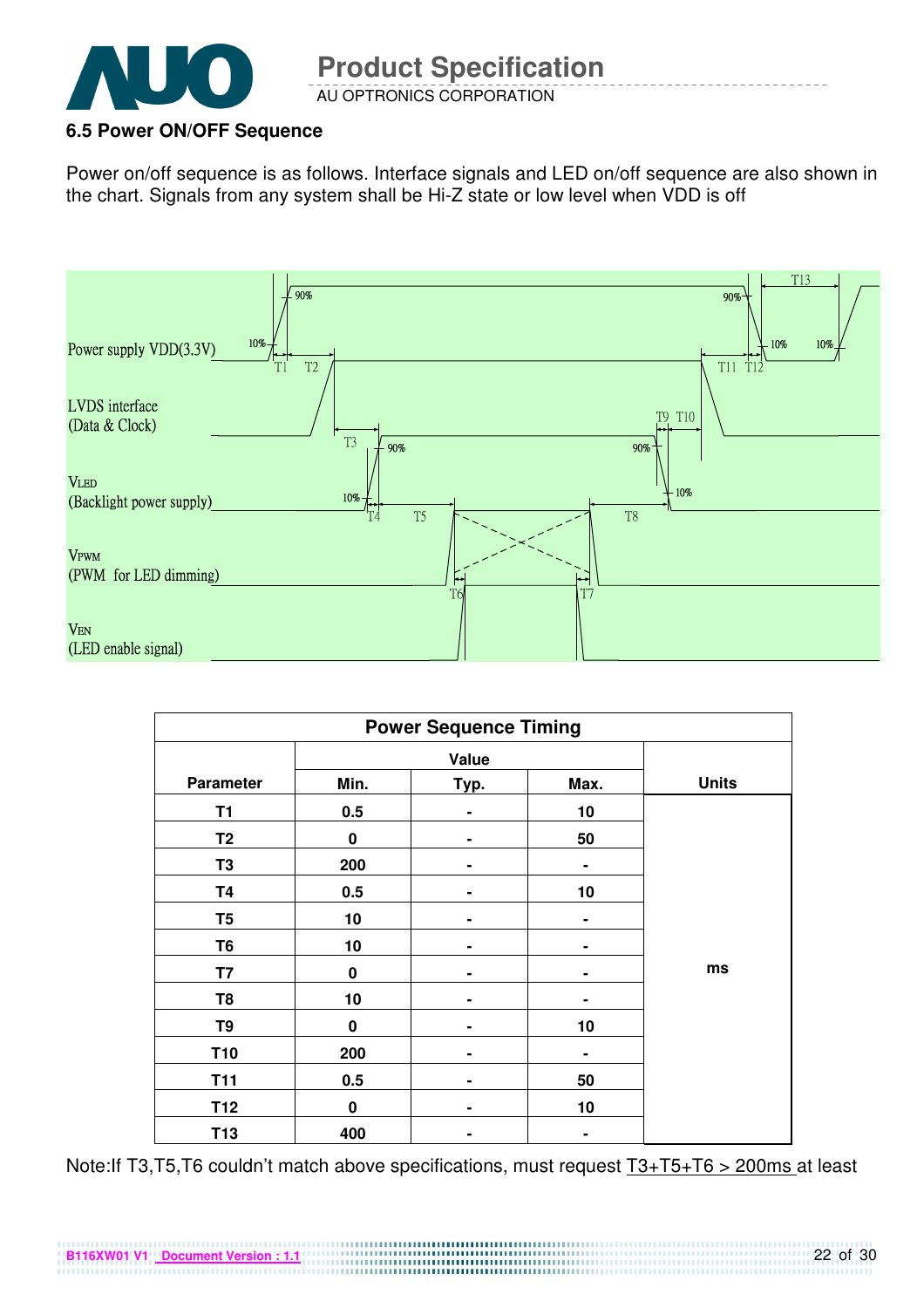### 6.5 Power ON/OFF Sequence

Power on/off sequence is as follows. Interface signals and LED on/off sequence are also shown in the chart. Signals from any system shall be Hi-Z state or low level when VDD is off

| Power Sequence Timing | | | | |
|---|---|---|---|---|
| Parameter | Value | | | Units |
| | Min. | Typ. | Max. | |
| T1 | 0.5 | - | 10 | ms |
| T2 | 0 | - | 50 | |
| T3 | 200 | - | - | |
| T4 | 0.5 | - | 10 | |
| T5 | 10 | - | - | |
| T6 | 10 | - | - | |
| T7 | 0 | - | - | |
| T8 | 10 | - | - | |
| T9 | 0 | - | 10 | |
| T10 | 200 | - | - | |
| T11 | 0.5 | - | 50 | |
| T12 | 0 | - | 10 | |
| T13 | 400 | - | - | |

Note:If T3,T5,T6 couldn't match above specifications, must request T3+T5+T6 > 200ms at least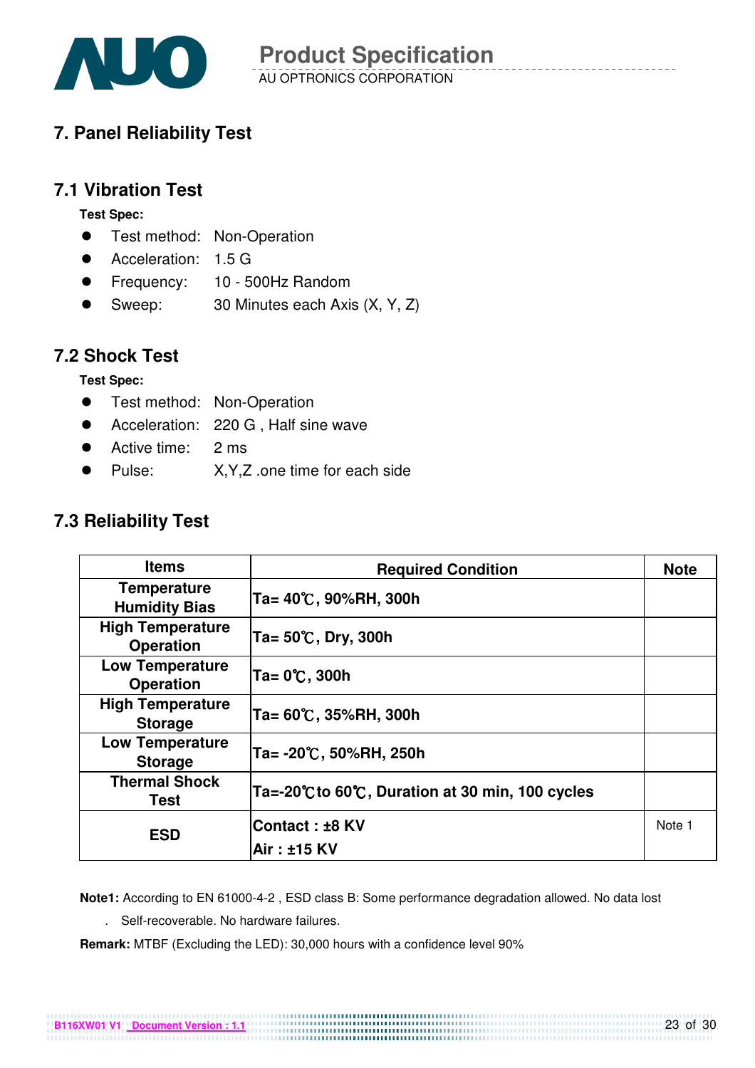## 7. Panel Reliability Test

### 7.1 Vibration Test

**Test Spec:**

- Test method: Non-Operation
- Acceleration: 1.5 G
- Frequency: 10 - 500Hz Random
- Sweep: 30 Minutes each Axis (X, Y, Z)

### 7.2 Shock Test

**Test Spec:**

- Test method: Non-Operation
- Acceleration: 220 G , Half sine wave
- Active time: 2 ms
- Pulse: X,Y,Z .one time for each side

### 7.3 Reliability Test

| Items | Required Condition | Note |
|---|---|---|
| **Temperature Humidity Bias** | **Ta= 40℃, 90%RH, 300h** | |
| **High Temperature Operation** | **Ta= 50℃, Dry, 300h** | |
| **Low Temperature Operation** | **Ta= 0℃, 300h** | |
| **High Temperature Storage** | **Ta= 60℃, 35%RH, 300h** | |
| **Low Temperature Storage** | **Ta= -20℃, 50%RH, 250h** | |
| **Thermal Shock Test** | **Ta=-20℃to 60℃, Duration at 30 min, 100 cycles** | |
| **ESD** | **Contact : ±8 KV**<br>**Air : ±15 KV** | Note 1 |

**Note1:** According to EN 61000-4-2 , ESD class B: Some performance degradation allowed. No data lost . Self-recoverable. No hardware failures.

**Remark:** MTBF (Excluding the LED): 30,000 hours with a confidence level 90%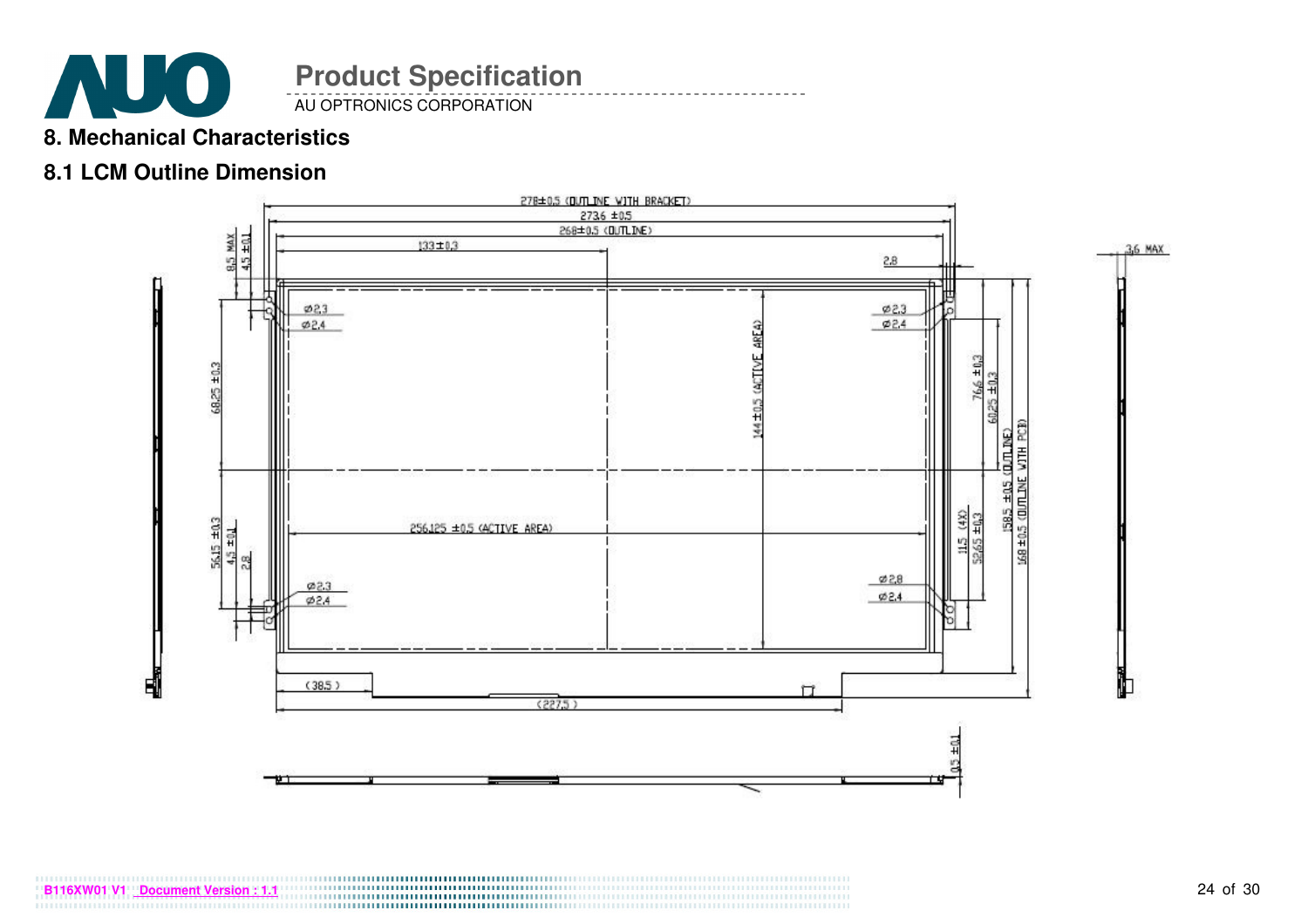# 8. Mechanical Characteristics

## 8.1 LCM Outline Dimension

278±0.5 (OUTLINE WITH BRACKET)

273.6 ±0.5

268±0.5 (OUTLINE)

133±0.3

2.8

3.6 MAX

8.5 MAX

4.5 ±0.1

Ø2.3

Ø2.4

68.25 ±0.3

144±0.5 (ACTIVE AREA)

76.6 ±0.3

60.25 ±0.3

158.5 ±0.5 (OUTLINE)

168 ±0.5 (OUTLINE WITH PCB)

256.125 ±0.5 (ACTIVE AREA)

56.15 ±0.3

4.5 ±0.1

2.8

11.5 (4X)

52.65 ±0.3

Ø2.8

Ø2.4

(38.5)

(227.5)

0.5 ±0.1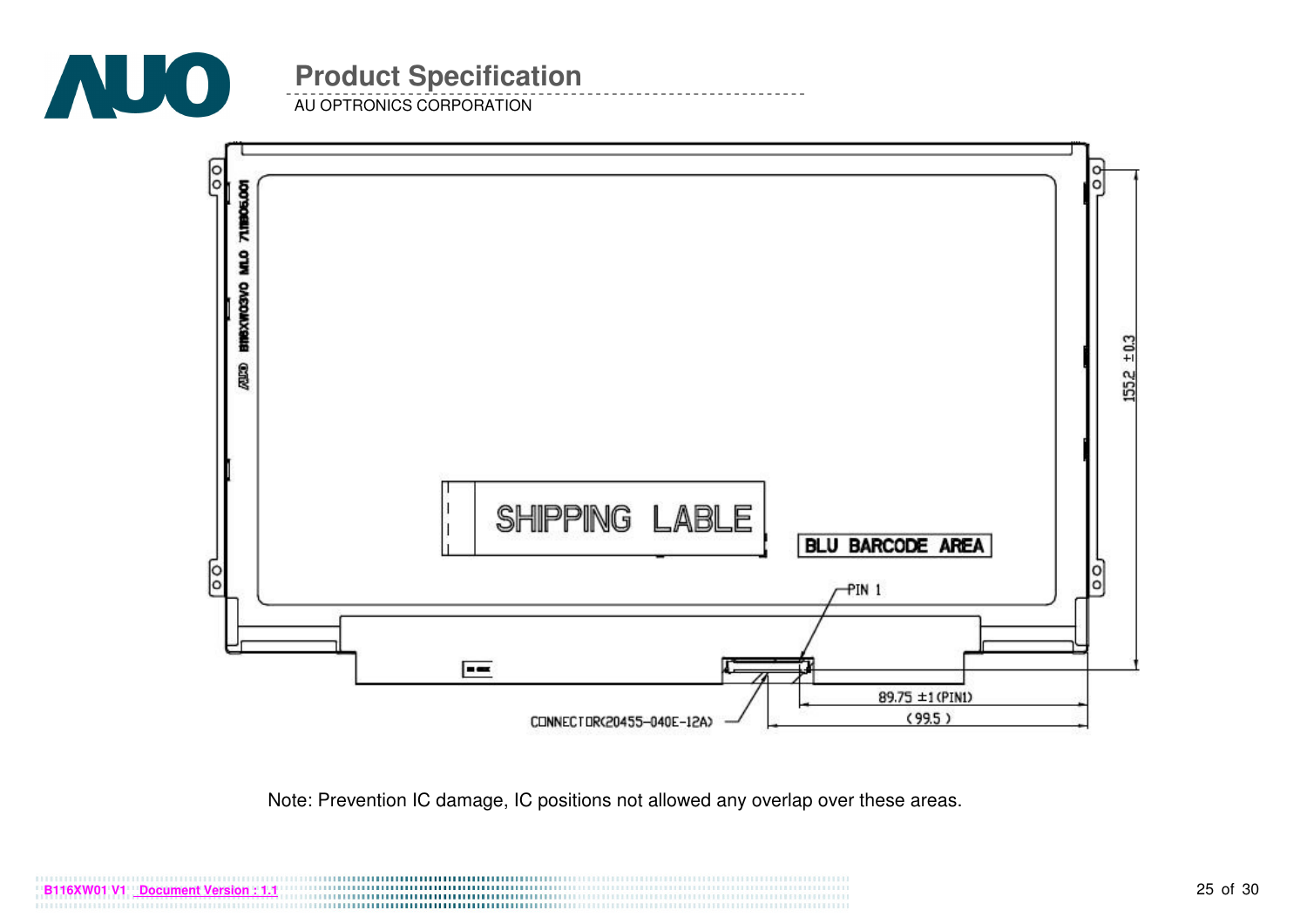SHIPPING LABLE

BLU BARCODE AREA

PIN 1

CONNECTOR(20455-040E-12A)

89.75 ±1 (PIN1)

( 99.5 )

155.2 ±0.3

Note: Prevention IC damage, IC positions not allowed any overlap over these areas.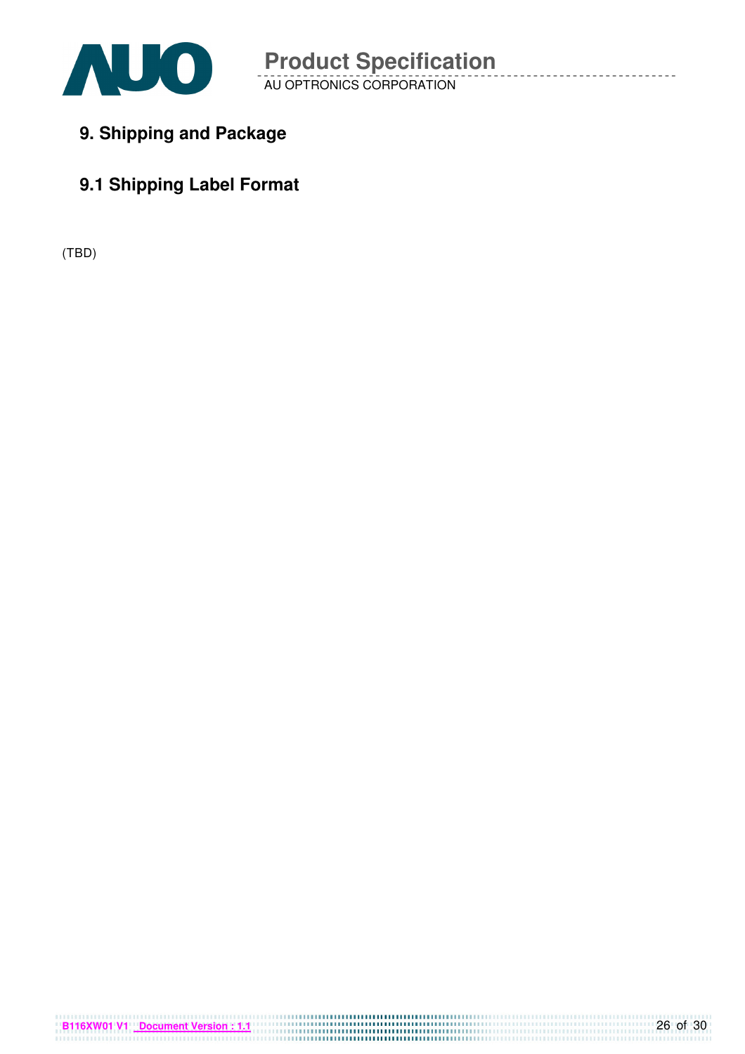## 9. Shipping and Package

### 9.1 Shipping Label Format

(TBD)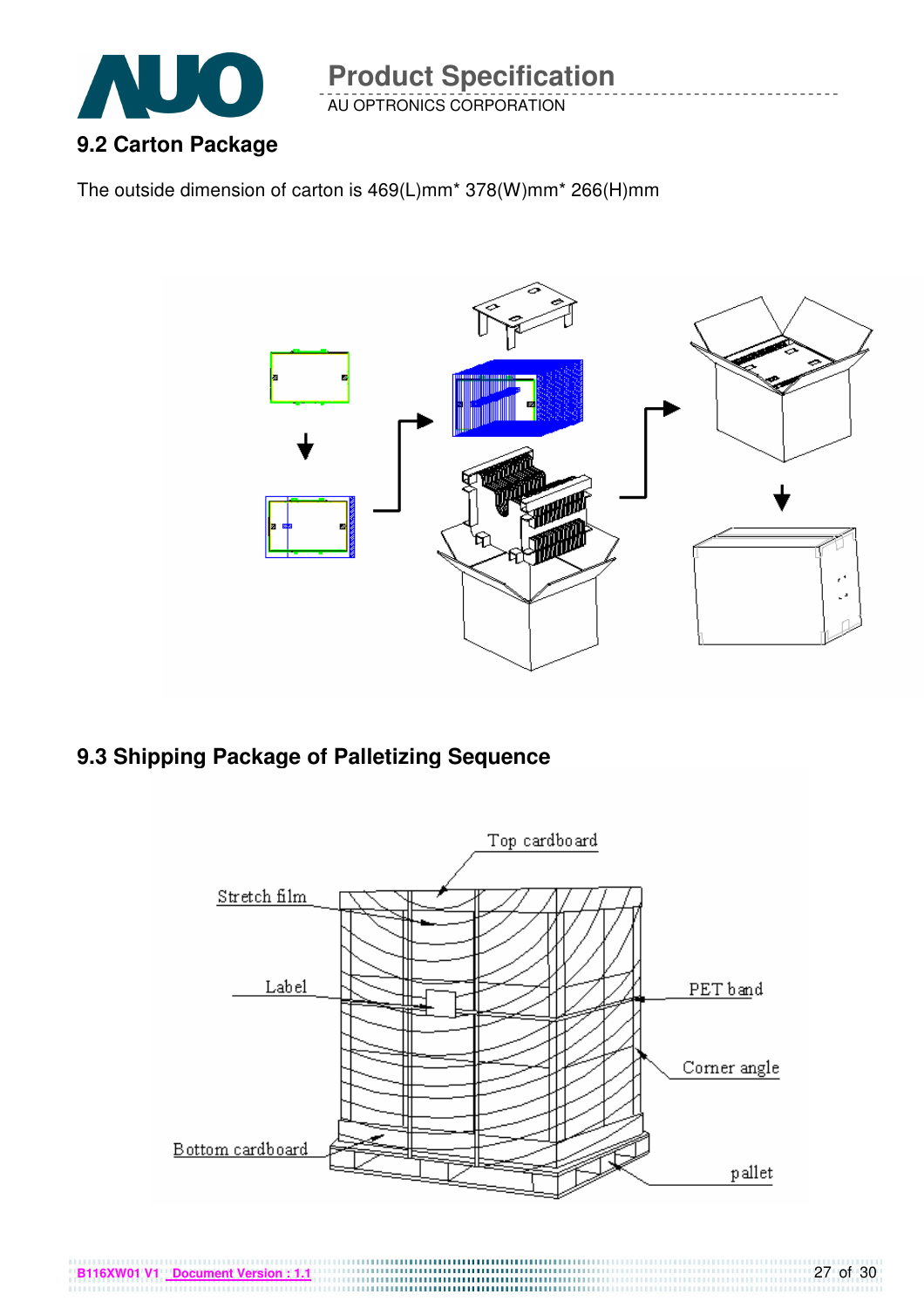## 9.2 Carton Package

The outside dimension of carton is 469(L)mm* 378(W)mm* 266(H)mm

## 9.3 Shipping Package of Palletizing Sequence

Top cardboard

Stretch film

Label

PET band

Corner angle

Bottom cardboard

pallet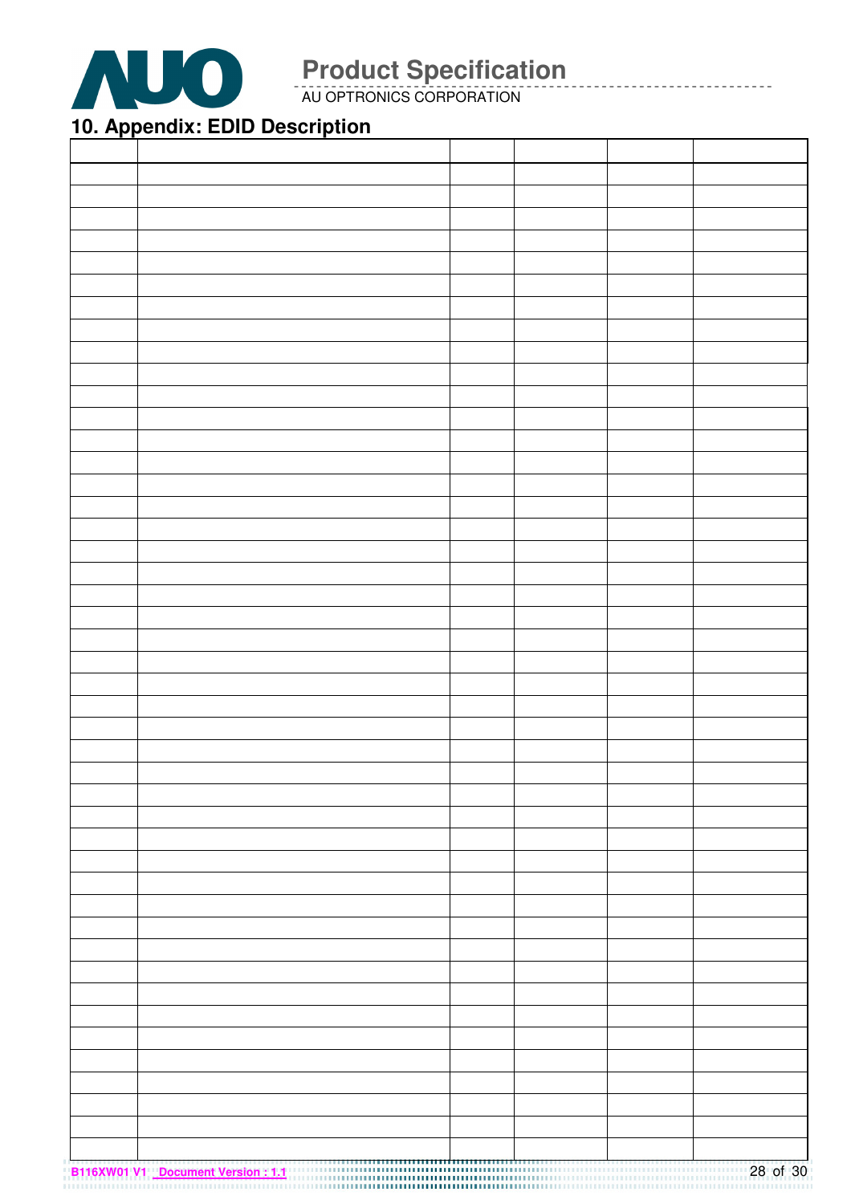## 10. Appendix: EDID Description

| | | | | | |
|---|---|---|---|---|---|
| | | | | | |
| | | | | | |
| | | | | | |
| | | | | | |
| | | | | | |
| | | | | | |
| | | | | | |
| | | | | | |
| | | | | | |
| | | | | | |
| | | | | | |
| | | | | | |
| | | | | | |
| | | | | | |
| | | | | | |
| | | | | | |
| | | | | | |
| | | | | | |
| | | | | | |
| | | | | | |
| | | | | | |
| | | | | | |
| | | | | | |
| | | | | | |
| | | | | | |
| | | | | | |
| | | | | | |
| | | | | | |
| | | | | | |
| | | | | | |
| | | | | | |
| | | | | | |
| | | | | | |
| | | | | | |
| | | | | | |
| | | | | | |
| | | | | | |
| | | | | | |
| | | | | | |
| | | | | | |
| | | | | | |
| | | | | | |
| | | | | | |
| | | | | | |
| | | | | | |